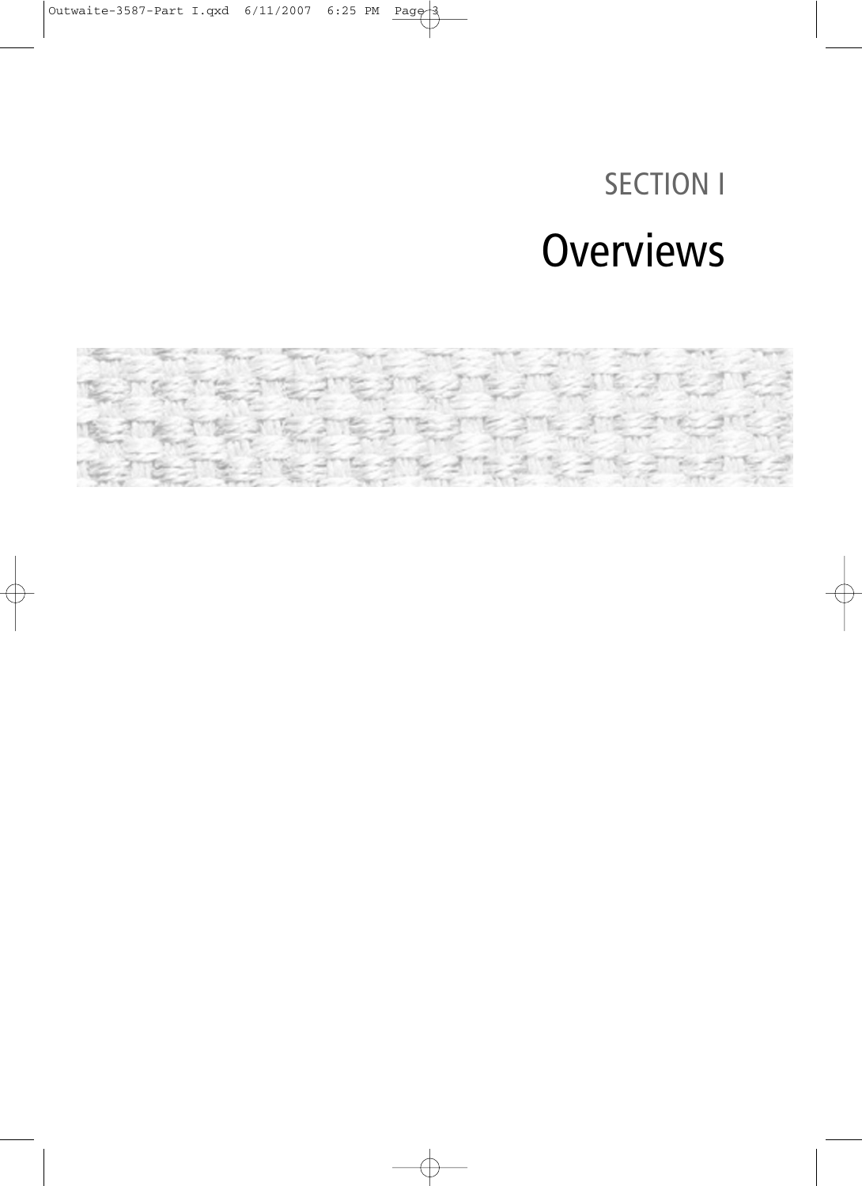# SECTION I

# Overviews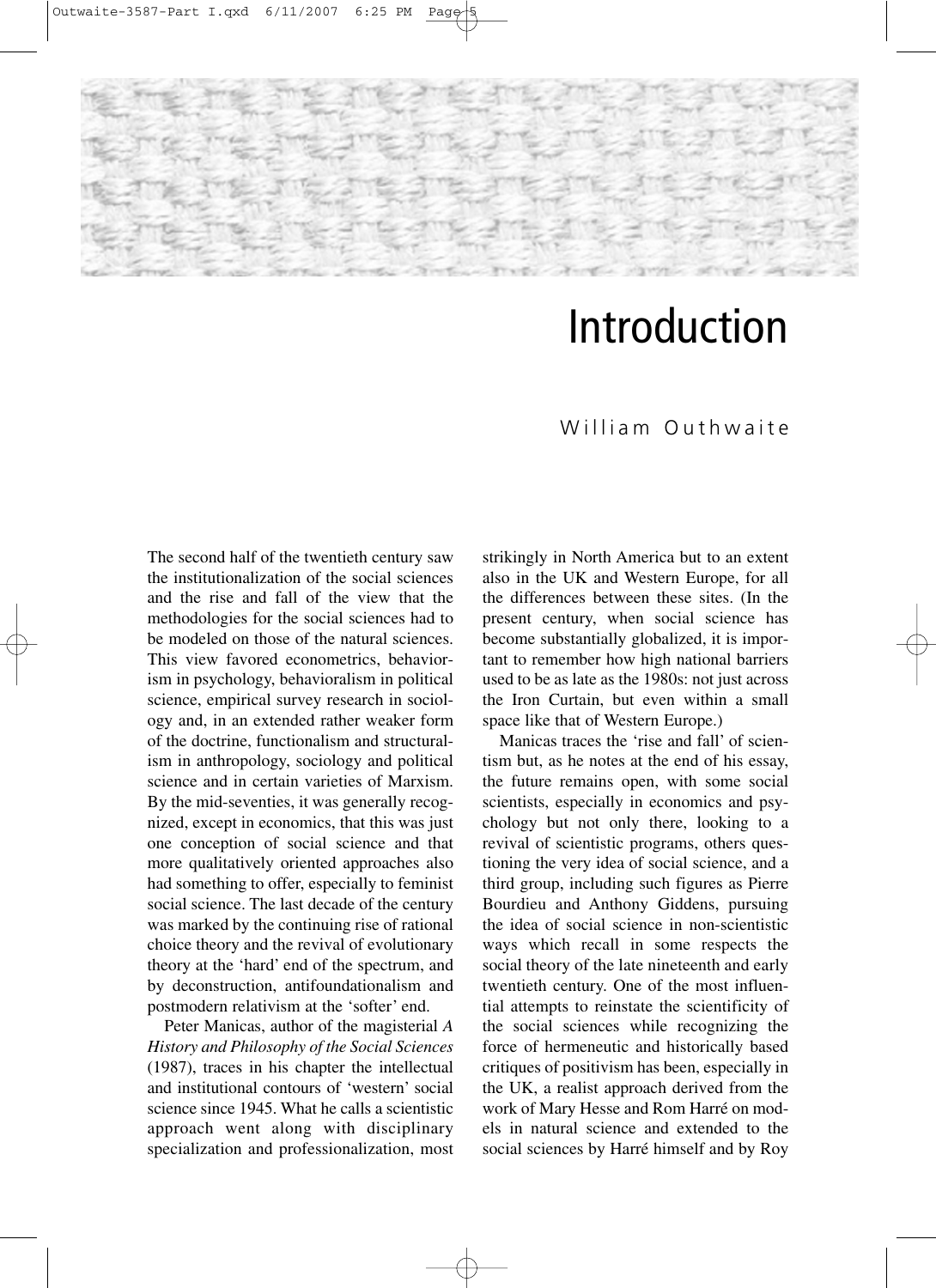# Introduction

William Outhwaite

The second half of the twentieth century saw the institutionalization of the social sciences and the rise and fall of the view that the methodologies for the social sciences had to be modeled on those of the natural sciences. This view favored econometrics, behaviorism in psychology, behavioralism in political science, empirical survey research in sociology and, in an extended rather weaker form of the doctrine, functionalism and structuralism in anthropology, sociology and political science and in certain varieties of Marxism. By the mid-seventies, it was generally recognized, except in economics, that this was just one conception of social science and that more qualitatively oriented approaches also had something to offer, especially to feminist social science. The last decade of the century was marked by the continuing rise of rational choice theory and the revival of evolutionary theory at the 'hard' end of the spectrum, and by deconstruction, antifoundationalism and postmodern relativism at the 'softer' end.

Peter Manicas, author of the magisterial *A History and Philosophy of the Social Sciences* (1987), traces in his chapter the intellectual and institutional contours of 'western' social science since 1945. What he calls a scientistic approach went along with disciplinary specialization and professionalization, most strikingly in North America but to an extent also in the UK and Western Europe, for all the differences between these sites. (In the present century, when social science has become substantially globalized, it is important to remember how high national barriers used to be as late as the 1980s: not just across the Iron Curtain, but even within a small space like that of Western Europe.)

Manicas traces the 'rise and fall' of scientism but, as he notes at the end of his essay, the future remains open, with some social scientists, especially in economics and psychology but not only there, looking to a revival of scientistic programs, others questioning the very idea of social science, and a third group, including such figures as Pierre Bourdieu and Anthony Giddens, pursuing the idea of social science in non-scientistic ways which recall in some respects the social theory of the late nineteenth and early twentieth century. One of the most influential attempts to reinstate the scientificity of the social sciences while recognizing the force of hermeneutic and historically based critiques of positivism has been, especially in the UK, a realist approach derived from the work of Mary Hesse and Rom Harré on models in natural science and extended to the social sciences by Harré himself and by Roy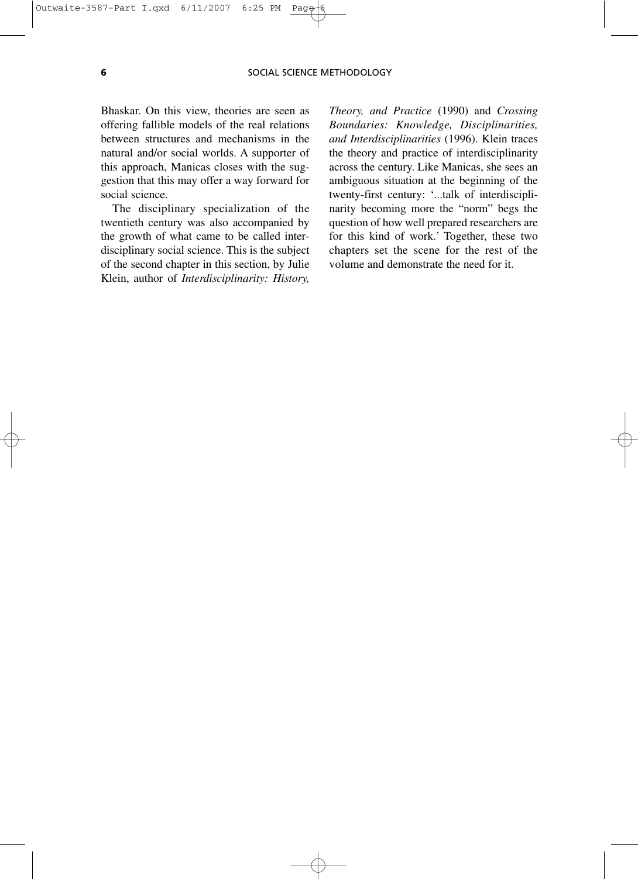Bhaskar. On this view, theories are seen as offering fallible models of the real relations between structures and mechanisms in the natural and/or social worlds. A supporter of this approach, Manicas closes with the suggestion that this may offer a way forward for social science.

The disciplinary specialization of the twentieth century was also accompanied by the growth of what came to be called interdisciplinary social science. This is the subject of the second chapter in this section, by Julie Klein, author of *Interdisciplinarity: History, Theory, and Practice* (1990) and *Crossing Boundaries: Knowledge, Disciplinarities, and Interdisciplinarities* (1996). Klein traces the theory and practice of interdisciplinarity across the century. Like Manicas, she sees an ambiguous situation at the beginning of the twenty-first century: '...talk of interdisciplinarity becoming more the "norm" begs the question of how well prepared researchers are for this kind of work.' Together, these two chapters set the scene for the rest of the volume and demonstrate the need for it.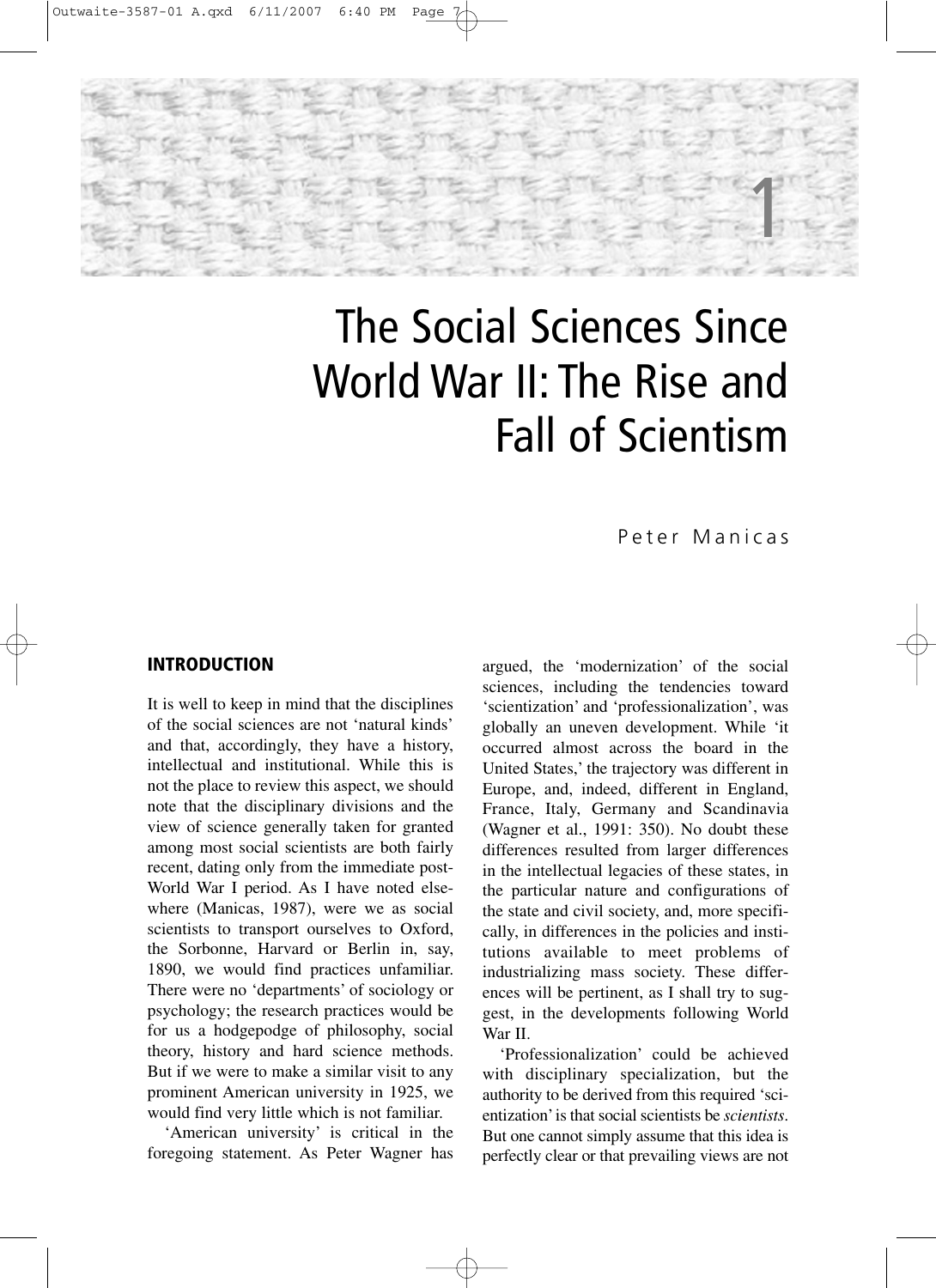# 1

# The Social Sciences Since World War II: The Rise and Fall of Scientism

Peter Manicas

## INTRODUCTION

It is well to keep in mind that the disciplines of the social sciences are not 'natural kinds' and that, accordingly, they have a history, intellectual and institutional. While this is not the place to review this aspect, we should note that the disciplinary divisions and the view of science generally taken for granted among most social scientists are both fairly recent, dating only from the immediate post-World War I period. As I have noted elsewhere (Manicas, 1987), were we as social scientists to transport ourselves to Oxford, the Sorbonne, Harvard or Berlin in, say, 1890, we would find practices unfamiliar. There were no 'departments' of sociology or psychology; the research practices would be for us a hodgepodge of philosophy, social theory, history and hard science methods. But if we were to make a similar visit to any prominent American university in 1925, we would find very little which is not familiar.

'American university' is critical in the foregoing statement. As Peter Wagner has argued, the 'modernization' of the social sciences, including the tendencies toward 'scientization' and 'professionalization', was globally an uneven development. While 'it occurred almost across the board in the United States,' the trajectory was different in Europe, and, indeed, different in England, France, Italy, Germany and Scandinavia (Wagner et al., 1991: 350). No doubt these differences resulted from larger differences in the intellectual legacies of these states, in the particular nature and configurations of the state and civil society, and, more specifically, in differences in the policies and institutions available to meet problems of industrializing mass society. These differences will be pertinent, as I shall try to suggest, in the developments following World War II.

'Professionalization' could be achieved with disciplinary specialization, but the authority to be derived from this required 'scientization' is that social scientists be *scientists*. But one cannot simply assume that this idea is perfectly clear or that prevailing views are not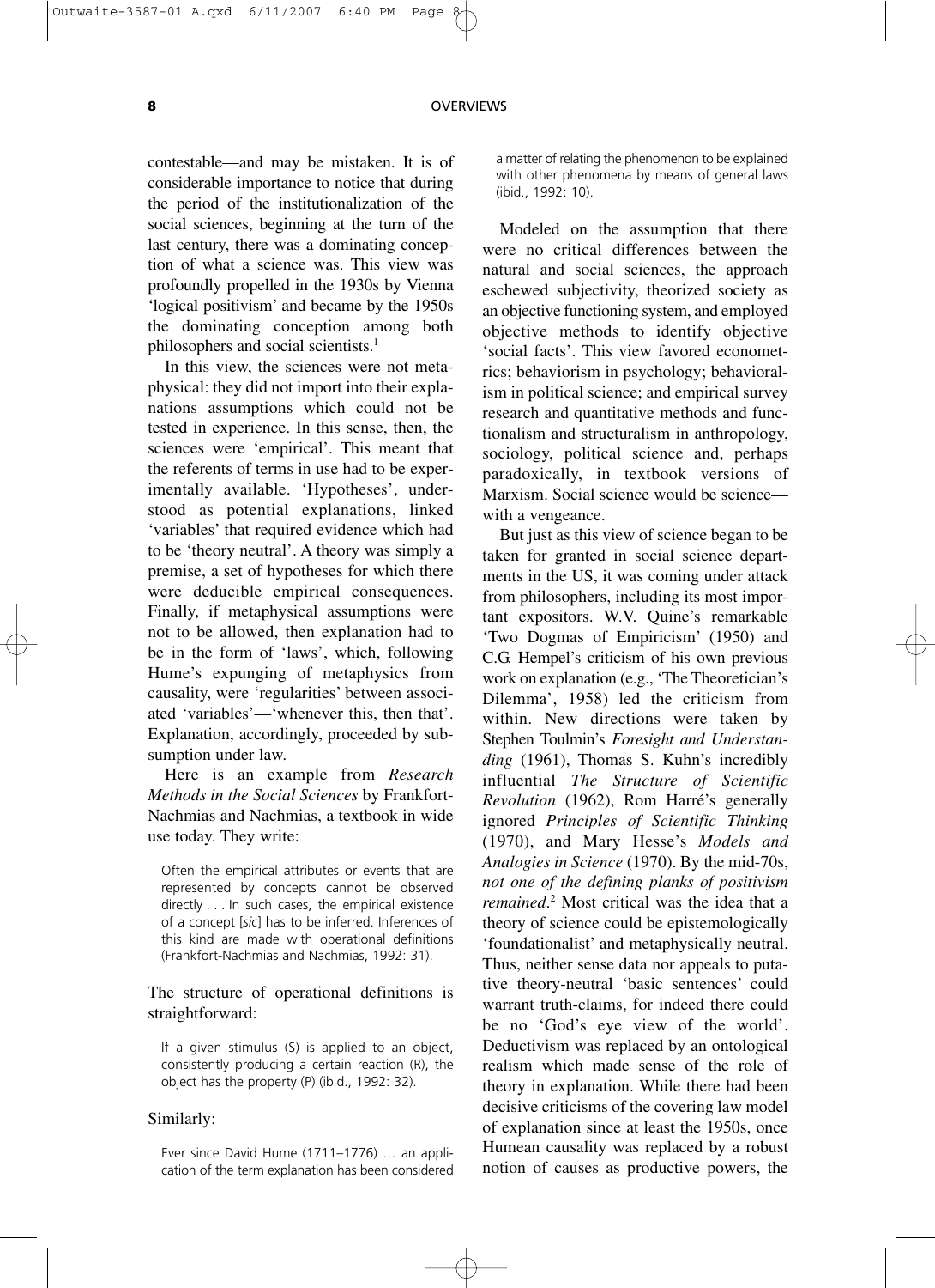contestable—and may be mistaken. It is of considerable importance to notice that during the period of the institutionalization of the social sciences, beginning at the turn of the last century, there was a dominating conception of what a science was. This view was profoundly propelled in the 1930s by Vienna 'logical positivism' and became by the 1950s the dominating conception among both philosophers and social scientists.[1]

In this view, the sciences were not metaphysical: they did not import into their explanations assumptions which could not be tested in experience. In this sense, then, the sciences were 'empirical'. This meant that the referents of terms in use had to be experimentally available. 'Hypotheses', understood as potential explanations, linked 'variables' that required evidence which had to be 'theory neutral'. A theory was simply a premise, a set of hypotheses for which there were deducible empirical consequences. Finally, if metaphysical assumptions were not to be allowed, then explanation had to be in the form of 'laws', which, following Hume's expunging of metaphysics from causality, were 'regularities' between associated 'variables'—'whenever this, then that'. Explanation, accordingly, proceeded by subsumption under law.

Here is an example from *Research Methods in the Social Sciences* by Frankfort-Nachmias and Nachmias, a textbook in wide use today. They write:

> Often the empirical attributes or events that are represented by concepts cannot be observed directly . . . In such cases, the empirical existence of a concept [*sic*] has to be inferred. Inferences of this kind are made with operational definitions (Frankfort-Nachmias and Nachmias, 1992: 31).

The structure of operational definitions is straightforward:

> If a given stimulus (S) is applied to an object, consistently producing a certain reaction (R), the object has the property (P) (ibid., 1992: 32).

Similarly:

> Ever since David Hume (1711–1776) … an application of the term explanation has been considered a matter of relating the phenomenon to be explained with other phenomena by means of general laws (ibid., 1992: 10).

Modeled on the assumption that there were no critical differences between the natural and social sciences, the approach eschewed subjectivity, theorized society as an objective functioning system, and employed objective methods to identify objective 'social facts'. This view favored econometrics; behaviorism in psychology; behavioralism in political science; and empirical survey research and quantitative methods and functionalism and structuralism in anthropology, sociology, political science and, perhaps paradoxically, in textbook versions of Marxism. Social science would be science—with a vengeance.

But just as this view of science began to be taken for granted in social science departments in the US, it was coming under attack from philosophers, including its most important expositors. W.V. Quine's remarkable 'Two Dogmas of Empiricism' (1950) and C.G. Hempel's criticism of his own previous work on explanation (e.g., 'The Theoretician's Dilemma', 1958) led the criticism from within. New directions were taken by Stephen Toulmin's *Foresight and Understanding* (1961), Thomas S. Kuhn's incredibly influential *The Structure of Scientific Revolution* (1962), Rom Harré's generally ignored *Principles of Scientific Thinking* (1970), and Mary Hesse's *Models and Analogies in Science* (1970). By the mid-70s, *not one of the defining planks of positivism remained*.[2] Most critical was the idea that a theory of science could be epistemologically 'foundationalist' and metaphysically neutral. Thus, neither sense data nor appeals to putative theory-neutral 'basic sentences' could warrant truth-claims, for indeed there could be no 'God's eye view of the world'. Deductivism was replaced by an ontological realism which made sense of the role of theory in explanation. While there had been decisive criticisms of the covering law model of explanation since at least the 1950s, once Humean causality was replaced by a robust notion of causes as productive powers, the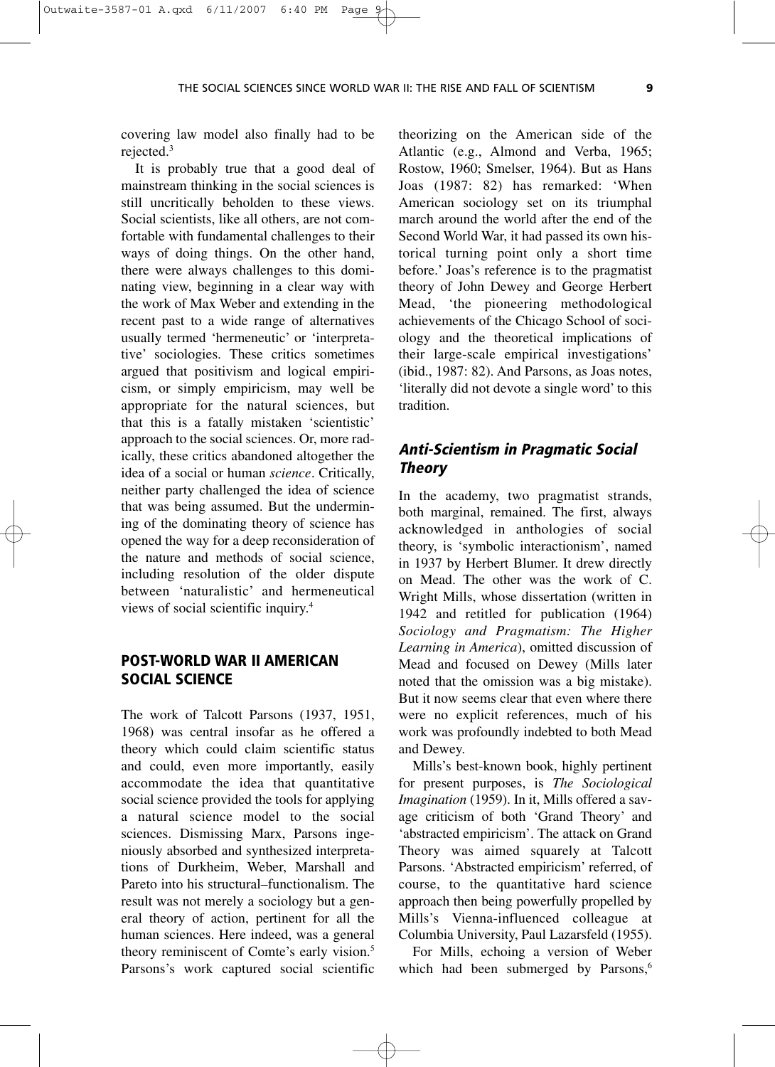covering law model also finally had to be rejected.[3]

It is probably true that a good deal of mainstream thinking in the social sciences is still uncritically beholden to these views. Social scientists, like all others, are not comfortable with fundamental challenges to their ways of doing things. On the other hand, there were always challenges to this dominating view, beginning in a clear way with the work of Max Weber and extending in the recent past to a wide range of alternatives usually termed 'hermeneutic' or 'interpretative' sociologies. These critics sometimes argued that positivism and logical empiricism, or simply empiricism, may well be appropriate for the natural sciences, but that this is a fatally mistaken 'scientistic' approach to the social sciences. Or, more radically, these critics abandoned altogether the idea of a social or human *science*. Critically, neither party challenged the idea of science that was being assumed. But the undermining of the dominating theory of science has opened the way for a deep reconsideration of the nature and methods of social science, including resolution of the older dispute between 'naturalistic' and hermeneutical views of social scientific inquiry.[4]

## POST-WORLD WAR II AMERICAN SOCIAL SCIENCE

The work of Talcott Parsons (1937, 1951, 1968) was central insofar as he offered a theory which could claim scientific status and could, even more importantly, easily accommodate the idea that quantitative social science provided the tools for applying a natural science model to the social sciences. Dismissing Marx, Parsons ingeniously absorbed and synthesized interpretations of Durkheim, Weber, Marshall and Pareto into his structural–functionalism. The result was not merely a sociology but a general theory of action, pertinent for all the human sciences. Here indeed, was a general theory reminiscent of Comte's early vision.[5] Parsons's work captured social scientific theorizing on the American side of the Atlantic (e.g., Almond and Verba, 1965; Rostow, 1960; Smelser, 1964). But as Hans Joas (1987: 82) has remarked: 'When American sociology set on its triumphal march around the world after the end of the Second World War, it had passed its own historical turning point only a short time before.' Joas's reference is to the pragmatist theory of John Dewey and George Herbert Mead, 'the pioneering methodological achievements of the Chicago School of sociology and the theoretical implications of their large-scale empirical investigations' (ibid., 1987: 82). And Parsons, as Joas notes, 'literally did not devote a single word' to this tradition.

### *Anti-Scientism in Pragmatic Social Theory*

In the academy, two pragmatist strands, both marginal, remained. The first, always acknowledged in anthologies of social theory, is 'symbolic interactionism', named in 1937 by Herbert Blumer. It drew directly on Mead. The other was the work of C. Wright Mills, whose dissertation (written in 1942 and retitled for publication (1964) *Sociology and Pragmatism: The Higher Learning in America*), omitted discussion of Mead and focused on Dewey (Mills later noted that the omission was a big mistake). But it now seems clear that even where there were no explicit references, much of his work was profoundly indebted to both Mead and Dewey.

Mills's best-known book, highly pertinent for present purposes, is *The Sociological Imagination* (1959). In it, Mills offered a savage criticism of both 'Grand Theory' and 'abstracted empiricism'. The attack on Grand Theory was aimed squarely at Talcott Parsons. 'Abstracted empiricism' referred, of course, to the quantitative hard science approach then being powerfully propelled by Mills's Vienna-influenced colleague at Columbia University, Paul Lazarsfeld (1955).

For Mills, echoing a version of Weber which had been submerged by Parsons,[6]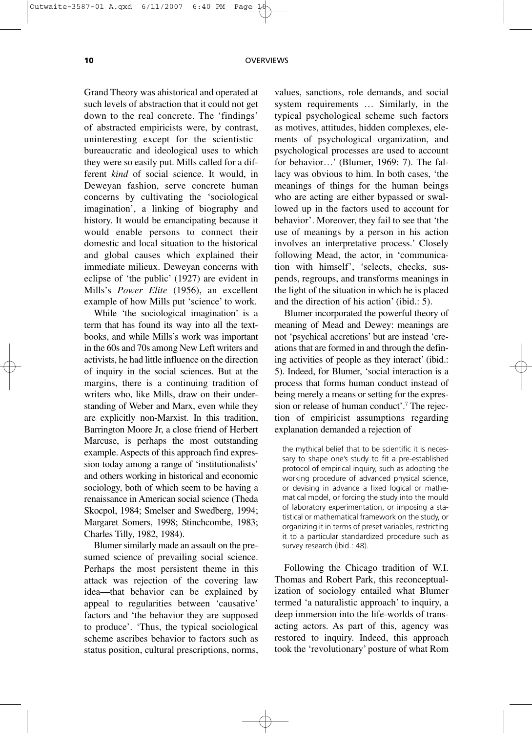Grand Theory was ahistorical and operated at such levels of abstraction that it could not get down to the real concrete. The 'findings' of abstracted empiricists were, by contrast, uninteresting except for the scientistic–bureaucratic and ideological uses to which they were so easily put. Mills called for a different *kind* of social science. It would, in Deweyan fashion, serve concrete human concerns by cultivating the 'sociological imagination', a linking of biography and history. It would be emancipating because it would enable persons to connect their domestic and local situation to the historical and global causes which explained their immediate milieux. Deweyan concerns with eclipse of 'the public' (1927) are evident in Mills's *Power Elite* (1956), an excellent example of how Mills put 'science' to work.

While 'the sociological imagination' is a term that has found its way into all the textbooks, and while Mills's work was important in the 60s and 70s among New Left writers and activists, he had little influence on the direction of inquiry in the social sciences. But at the margins, there is a continuing tradition of writers who, like Mills, draw on their understanding of Weber and Marx, even while they are explicitly non-Marxist. In this tradition, Barrington Moore Jr, a close friend of Herbert Marcuse, is perhaps the most outstanding example. Aspects of this approach find expression today among a range of 'institutionalists' and others working in historical and economic sociology, both of which seem to be having a renaissance in American social science (Theda Skocpol, 1984; Smelser and Swedberg, 1994; Margaret Somers, 1998; Stinchcombe, 1983; Charles Tilly, 1982, 1984).

Blumer similarly made an assault on the presumed science of prevailing social science. Perhaps the most persistent theme in this attack was rejection of the covering law idea—that behavior can be explained by appeal to regularities between 'causative' factors and 'the behavior they are supposed to produce'. 'Thus, the typical sociological scheme ascribes behavior to factors such as status position, cultural prescriptions, norms, values, sanctions, role demands, and social system requirements … Similarly, in the typical psychological scheme such factors as motives, attitudes, hidden complexes, elements of psychological organization, and psychological processes are used to account for behavior…' (Blumer, 1969: 7). The fallacy was obvious to him. In both cases, 'the meanings of things for the human beings who are acting are either bypassed or swallowed up in the factors used to account for behavior'. Moreover, they fail to see that 'the use of meanings by a person in his action involves an interpretative process.' Closely following Mead, the actor, in 'communication with himself', 'selects, checks, suspends, regroups, and transforms meanings in the light of the situation in which he is placed and the direction of his action' (ibid.: 5).

Blumer incorporated the powerful theory of meaning of Mead and Dewey: meanings are not 'psychical accretions' but are instead 'creations that are formed in and through the defining activities of people as they interact' (ibid.: 5). Indeed, for Blumer, 'social interaction is a process that forms human conduct instead of being merely a means or setting for the expression or release of human conduct'.[7] The rejection of empiricist assumptions regarding explanation demanded a rejection of

> the mythical belief that to be scientific it is necessary to shape one's study to fit a pre-established protocol of empirical inquiry, such as adopting the working procedure of advanced physical science, or devising in advance a fixed logical or mathematical model, or forcing the study into the mould of laboratory experimentation, or imposing a statistical or mathematical framework on the study, or organizing it in terms of preset variables, restricting it to a particular standardized procedure such as survey research (ibid.: 48).

Following the Chicago tradition of W.I. Thomas and Robert Park, this reconceptualization of sociology entailed what Blumer termed 'a naturalistic approach' to inquiry, a deep immersion into the life-worlds of transacting actors. As part of this, agency was restored to inquiry. Indeed, this approach took the 'revolutionary' posture of what Rom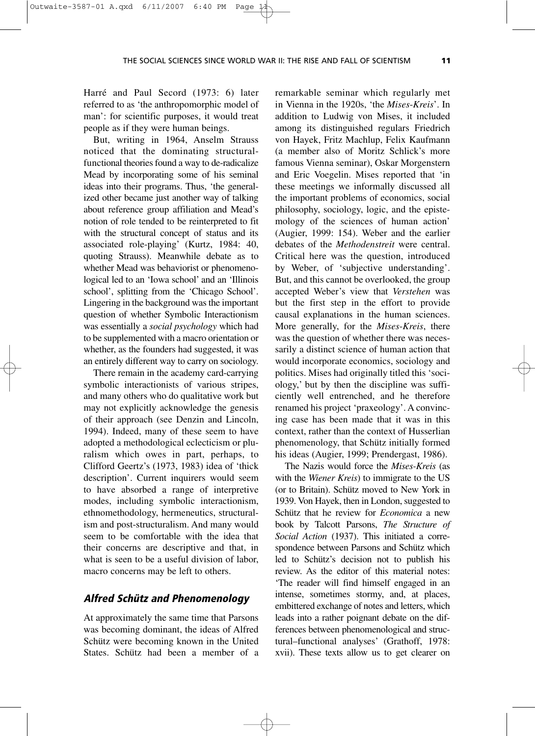Harré and Paul Secord (1973: 6) later referred to as 'the anthropomorphic model of man': for scientific purposes, it would treat people as if they were human beings.

But, writing in 1964, Anselm Strauss noticed that the dominating structural-functional theories found a way to de-radicalize Mead by incorporating some of his seminal ideas into their programs. Thus, 'the generalized other became just another way of talking about reference group affiliation and Mead's notion of role tended to be reinterpreted to fit with the structural concept of status and its associated role-playing' (Kurtz, 1984: 40, quoting Strauss). Meanwhile debate as to whether Mead was behaviorist or phenomenological led to an 'Iowa school' and an 'Illinois school', splitting from the 'Chicago School'. Lingering in the background was the important question of whether Symbolic Interactionism was essentially a *social psychology* which had to be supplemented with a macro orientation or whether, as the founders had suggested, it was an entirely different way to carry on sociology.

There remain in the academy card-carrying symbolic interactionists of various stripes, and many others who do qualitative work but may not explicitly acknowledge the genesis of their approach (see Denzin and Lincoln, 1994). Indeed, many of these seem to have adopted a methodological eclecticism or pluralism which owes in part, perhaps, to Clifford Geertz's (1973, 1983) idea of 'thick description'. Current inquirers would seem to have absorbed a range of interpretive modes, including symbolic interactionism, ethnomethodology, hermeneutics, structuralism and post-structuralism. And many would seem to be comfortable with the idea that their concerns are descriptive and that, in what is seen to be a useful division of labor, macro concerns may be left to others.

## Alfred Schütz and Phenomenology

At approximately the same time that Parsons was becoming dominant, the ideas of Alfred Schütz were becoming known in the United States. Schütz had been a member of a remarkable seminar which regularly met in Vienna in the 1920s, 'the *Mises-Kreis*'. In addition to Ludwig von Mises, it included among its distinguished regulars Friedrich von Hayek, Fritz Machlup, Felix Kaufmann (a member also of Moritz Schlick's more famous Vienna seminar), Oskar Morgenstern and Eric Voegelin. Mises reported that 'in these meetings we informally discussed all the important problems of economics, social philosophy, sociology, logic, and the epistemology of the sciences of human action' (Augier, 1999: 154). Weber and the earlier debates of the *Methodenstreit* were central. Critical here was the question, introduced by Weber, of 'subjective understanding'. But, and this cannot be overlooked, the group accepted Weber's view that *Verstehen* was but the first step in the effort to provide causal explanations in the human sciences. More generally, for the *Mises-Kreis*, there was the question of whether there was necessarily a distinct science of human action that would incorporate economics, sociology and politics. Mises had originally titled this 'sociology,' but by then the discipline was sufficiently well entrenched, and he therefore renamed his project 'praxeology'. A convincing case has been made that it was in this context, rather than the context of Husserlian phenomenology, that Schütz initially formed his ideas (Augier, 1999; Prendergast, 1986).

The Nazis would force the *Mises-Kreis* (as with the *Wiener Kreis*) to immigrate to the US (or to Britain). Schütz moved to New York in 1939. Von Hayek, then in London, suggested to Schütz that he review for *Economica* a new book by Talcott Parsons, *The Structure of Social Action* (1937). This initiated a correspondence between Parsons and Schütz which led to Schütz's decision not to publish his review. As the editor of this material notes: 'The reader will find himself engaged in an intense, sometimes stormy, and, at places, embittered exchange of notes and letters, which leads into a rather poignant debate on the differences between phenomenological and structural–functional analyses' (Grathoff, 1978: xvii). These texts allow us to get clearer on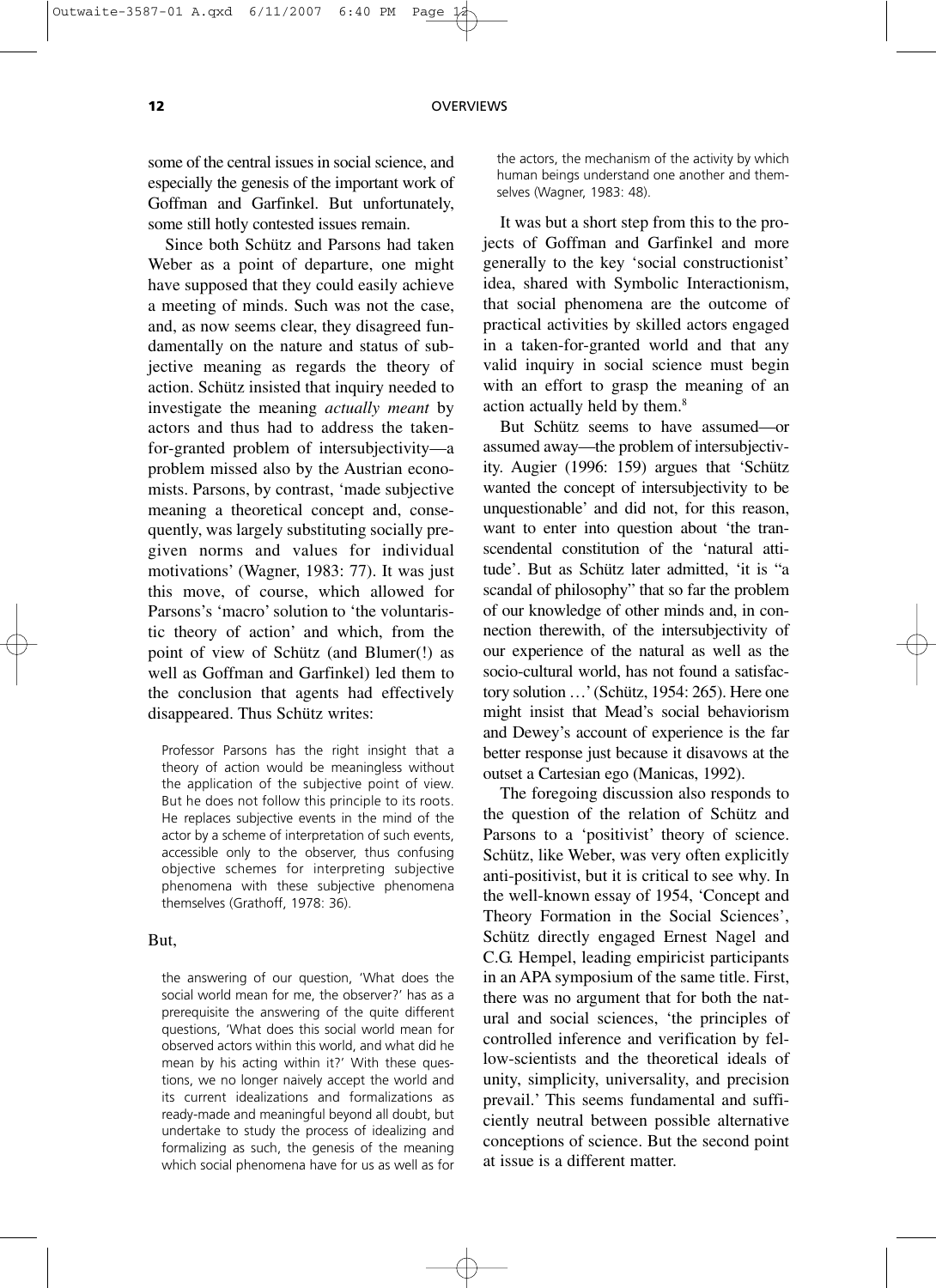some of the central issues in social science, and especially the genesis of the important work of Goffman and Garfinkel. But unfortunately, some still hotly contested issues remain.

Since both Schütz and Parsons had taken Weber as a point of departure, one might have supposed that they could easily achieve a meeting of minds. Such was not the case, and, as now seems clear, they disagreed fundamentally on the nature and status of subjective meaning as regards the theory of action. Schütz insisted that inquiry needed to investigate the meaning *actually meant* by actors and thus had to address the taken-for-granted problem of intersubjectivity—a problem missed also by the Austrian economists. Parsons, by contrast, 'made subjective meaning a theoretical concept and, consequently, was largely substituting socially pregiven norms and values for individual motivations' (Wagner, 1983: 77). It was just this move, of course, which allowed for Parsons's 'macro' solution to 'the voluntaristic theory of action' and which, from the point of view of Schütz (and Blumer(!) as well as Goffman and Garfinkel) led them to the conclusion that agents had effectively disappeared. Thus Schütz writes:

> Professor Parsons has the right insight that a theory of action would be meaningless without the application of the subjective point of view. But he does not follow this principle to its roots. He replaces subjective events in the mind of the actor by a scheme of interpretation of such events, accessible only to the observer, thus confusing objective schemes for interpreting subjective phenomena with these subjective phenomena themselves (Grathoff, 1978: 36).

But,

> the answering of our question, 'What does the social world mean for me, the observer?' has as a prerequisite the answering of the quite different questions, 'What does this social world mean for observed actors within this world, and what did he mean by his acting within it?' With these questions, we no longer naively accept the world and its current idealizations and formalizations as ready-made and meaningful beyond all doubt, but undertake to study the process of idealizing and formalizing as such, the genesis of the meaning which social phenomena have for us as well as for the actors, the mechanism of the activity by which human beings understand one another and themselves (Wagner, 1983: 48).

It was but a short step from this to the projects of Goffman and Garfinkel and more generally to the key 'social constructionist' idea, shared with Symbolic Interactionism, that social phenomena are the outcome of practical activities by skilled actors engaged in a taken-for-granted world and that any valid inquiry in social science must begin with an effort to grasp the meaning of an action actually held by them.[8]

But Schütz seems to have assumed—or assumed away—the problem of intersubjectivity. Augier (1996: 159) argues that 'Schütz wanted the concept of intersubjectivity to be unquestionable' and did not, for this reason, want to enter into question about 'the transcendental constitution of the 'natural attitude'. But as Schütz later admitted, 'it is "a scandal of philosophy" that so far the problem of our knowledge of other minds and, in connection therewith, of the intersubjectivity of our experience of the natural as well as the socio-cultural world, has not found a satisfactory solution …' (Schütz, 1954: 265). Here one might insist that Mead's social behaviorism and Dewey's account of experience is the far better response just because it disavows at the outset a Cartesian ego (Manicas, 1992).

The foregoing discussion also responds to the question of the relation of Schütz and Parsons to a 'positivist' theory of science. Schütz, like Weber, was very often explicitly anti-positivist, but it is critical to see why. In the well-known essay of 1954, 'Concept and Theory Formation in the Social Sciences', Schütz directly engaged Ernest Nagel and C.G. Hempel, leading empiricist participants in an APA symposium of the same title. First, there was no argument that for both the natural and social sciences, 'the principles of controlled inference and verification by fellow-scientists and the theoretical ideals of unity, simplicity, universality, and precision prevail.' This seems fundamental and sufficiently neutral between possible alternative conceptions of science. But the second point at issue is a different matter.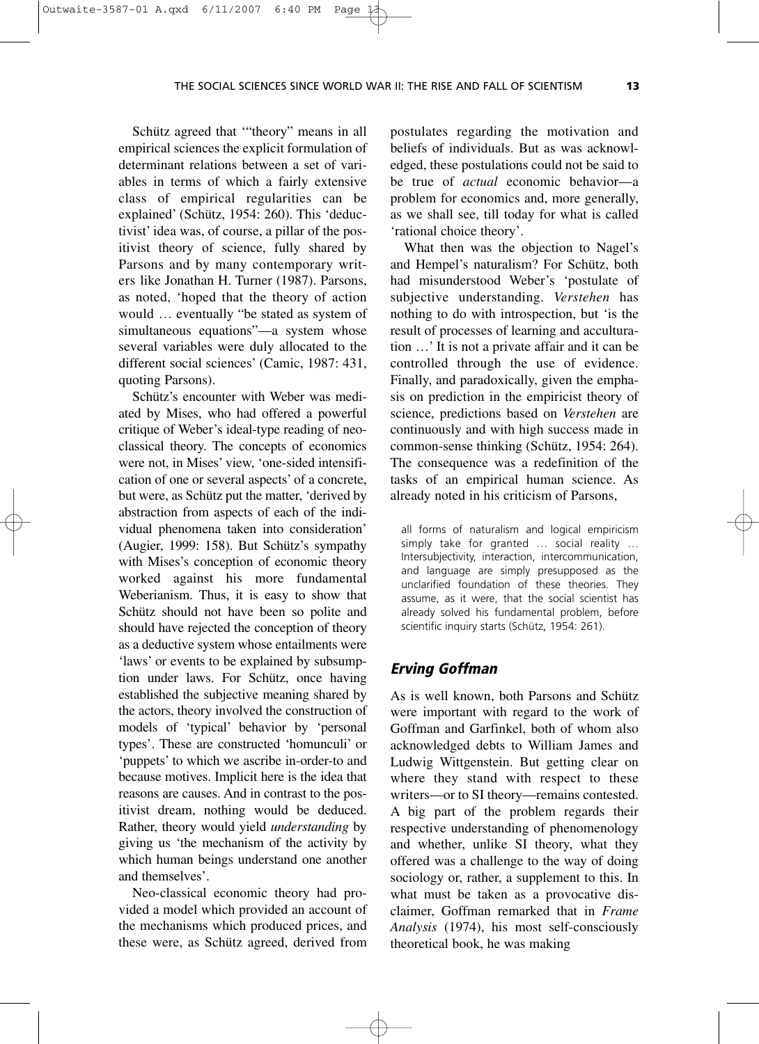Schütz agreed that '"theory" means in all empirical sciences the explicit formulation of determinant relations between a set of variables in terms of which a fairly extensive class of empirical regularities can be explained' (Schütz, 1954: 260). This 'deductivist' idea was, of course, a pillar of the positivist theory of science, fully shared by Parsons and by many contemporary writers like Jonathan H. Turner (1987). Parsons, as noted, 'hoped that the theory of action would … eventually "be stated as system of simultaneous equations"—a system whose several variables were duly allocated to the different social sciences' (Camic, 1987: 431, quoting Parsons).

Schütz's encounter with Weber was mediated by Mises, who had offered a powerful critique of Weber's ideal-type reading of neoclassical theory. The concepts of economics were not, in Mises' view, 'one-sided intensification of one or several aspects' of a concrete, but were, as Schütz put the matter, 'derived by abstraction from aspects of each of the individual phenomena taken into consideration' (Augier, 1999: 158). But Schütz's sympathy with Mises's conception of economic theory worked against his more fundamental Weberianism. Thus, it is easy to show that Schütz should not have been so polite and should have rejected the conception of theory as a deductive system whose entailments were 'laws' or events to be explained by subsumption under laws. For Schütz, once having established the subjective meaning shared by the actors, theory involved the construction of models of 'typical' behavior by 'personal types'. These are constructed 'homunculi' or 'puppets' to which we ascribe in-order-to and because motives. Implicit here is the idea that reasons are causes. And in contrast to the positivist dream, nothing would be deduced. Rather, theory would yield *understanding* by giving us 'the mechanism of the activity by which human beings understand one another and themselves'.

Neo-classical economic theory had provided a model which provided an account of the mechanisms which produced prices, and these were, as Schütz agreed, derived from postulates regarding the motivation and beliefs of individuals. But as was acknowledged, these postulations could not be said to be true of *actual* economic behavior—a problem for economics and, more generally, as we shall see, till today for what is called 'rational choice theory'.

What then was the objection to Nagel's and Hempel's naturalism? For Schütz, both had misunderstood Weber's 'postulate of subjective understanding. *Verstehen* has nothing to do with introspection, but 'is the result of processes of learning and acculturation …' It is not a private affair and it can be controlled through the use of evidence. Finally, and paradoxically, given the emphasis on prediction in the empiricist theory of science, predictions based on *Verstehen* are continuously and with high success made in common-sense thinking (Schütz, 1954: 264). The consequence was a redefinition of the tasks of an empirical human science. As already noted in his criticism of Parsons,

> all forms of naturalism and logical empiricism simply take for granted … social reality … Intersubjectivity, interaction, intercommunication, and language are simply presupposed as the unclarified foundation of these theories. They assume, as it were, that the social scientist has already solved his fundamental problem, before scientific inquiry starts (Schütz, 1954: 261).

## Erving Goffman

As is well known, both Parsons and Schütz were important with regard to the work of Goffman and Garfinkel, both of whom also acknowledged debts to William James and Ludwig Wittgenstein. But getting clear on where they stand with respect to these writers—or to SI theory—remains contested. A big part of the problem regards their respective understanding of phenomenology and whether, unlike SI theory, what they offered was a challenge to the way of doing sociology or, rather, a supplement to this. In what must be taken as a provocative disclaimer, Goffman remarked that in *Frame Analysis* (1974), his most self-consciously theoretical book, he was making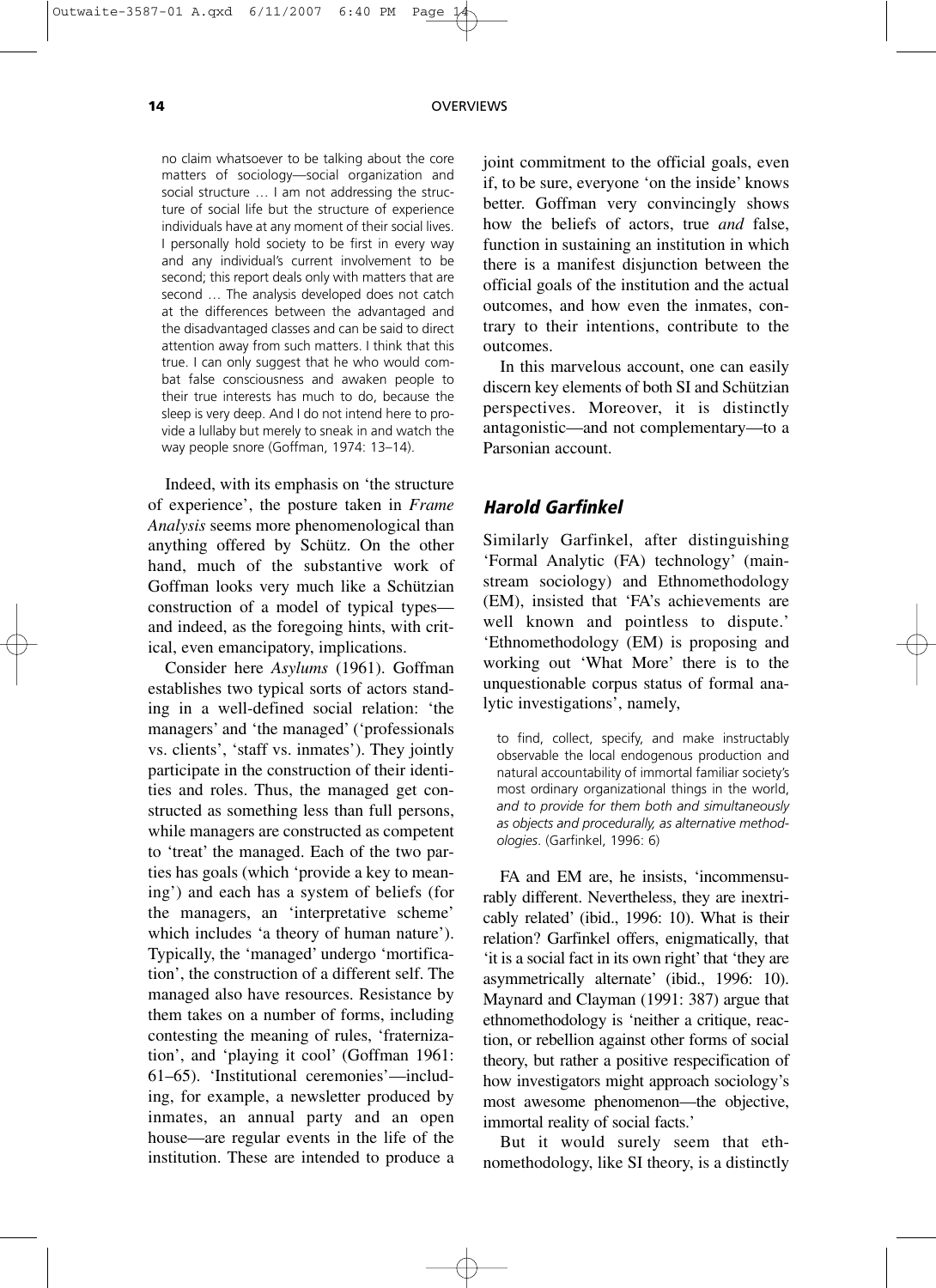> no claim whatsoever to be talking about the core matters of sociology—social organization and social structure … I am not addressing the structure of social life but the structure of experience individuals have at any moment of their social lives. I personally hold society to be first in every way and any individual's current involvement to be second; this report deals only with matters that are second … The analysis developed does not catch at the differences between the advantaged and the disadvantaged classes and can be said to direct attention away from such matters. I think that this true. I can only suggest that he who would combat false consciousness and awaken people to their true interests has much to do, because the sleep is very deep. And I do not intend here to provide a lullaby but merely to sneak in and watch the way people snore (Goffman, 1974: 13–14).

Indeed, with its emphasis on 'the structure of experience', the posture taken in *Frame Analysis* seems more phenomenological than anything offered by Schütz. On the other hand, much of the substantive work of Goffman looks very much like a Schützian construction of a model of typical types—and indeed, as the foregoing hints, with critical, even emancipatory, implications.

Consider here *Asylums* (1961). Goffman establishes two typical sorts of actors standing in a well-defined social relation: 'the managers' and 'the managed' ('professionals vs. clients', 'staff vs. inmates'). They jointly participate in the construction of their identities and roles. Thus, the managed get constructed as something less than full persons, while managers are constructed as competent to 'treat' the managed. Each of the two parties has goals (which 'provide a key to meaning') and each has a system of beliefs (for the managers, an 'interpretative scheme' which includes 'a theory of human nature'). Typically, the 'managed' undergo 'mortification', the construction of a different self. The managed also have resources. Resistance by them takes on a number of forms, including contesting the meaning of rules, 'fraternization', and 'playing it cool' (Goffman 1961: 61–65). 'Institutional ceremonies'—including, for example, a newsletter produced by inmates, an annual party and an open house—are regular events in the life of the institution. These are intended to produce a joint commitment to the official goals, even if, to be sure, everyone 'on the inside' knows better. Goffman very convincingly shows how the beliefs of actors, true *and* false, function in sustaining an institution in which there is a manifest disjunction between the official goals of the institution and the actual outcomes, and how even the inmates, contrary to their intentions, contribute to the outcomes.

In this marvelous account, one can easily discern key elements of both SI and Schützian perspectives. Moreover, it is distinctly antagonistic—and not complementary—to a Parsonian account.

### Harold Garfinkel

Similarly Garfinkel, after distinguishing 'Formal Analytic (FA) technology' (mainstream sociology) and Ethnomethodology (EM), insisted that 'FA's achievements are well known and pointless to dispute.' 'Ethnomethodology (EM) is proposing and working out 'What More' there is to the unquestionable corpus status of formal analytic investigations', namely,

> to find, collect, specify, and make instructably observable the local endogenous production and natural accountability of immortal familiar society's most ordinary organizational things in the world, *and to provide for them both and simultaneously as objects and procedurally, as alternative methodologies.* (Garfinkel, 1996: 6)

FA and EM are, he insists, 'incommensurably different. Nevertheless, they are inextricably related' (ibid., 1996: 10). What is their relation? Garfinkel offers, enigmatically, that 'it is a social fact in its own right' that 'they are asymmetrically alternate' (ibid., 1996: 10). Maynard and Clayman (1991: 387) argue that ethnomethodology is 'neither a critique, reaction, or rebellion against other forms of social theory, but rather a positive respecification of how investigators might approach sociology's most awesome phenomenon—the objective, immortal reality of social facts.'

But it would surely seem that ethnomethodology, like SI theory, is a distinctly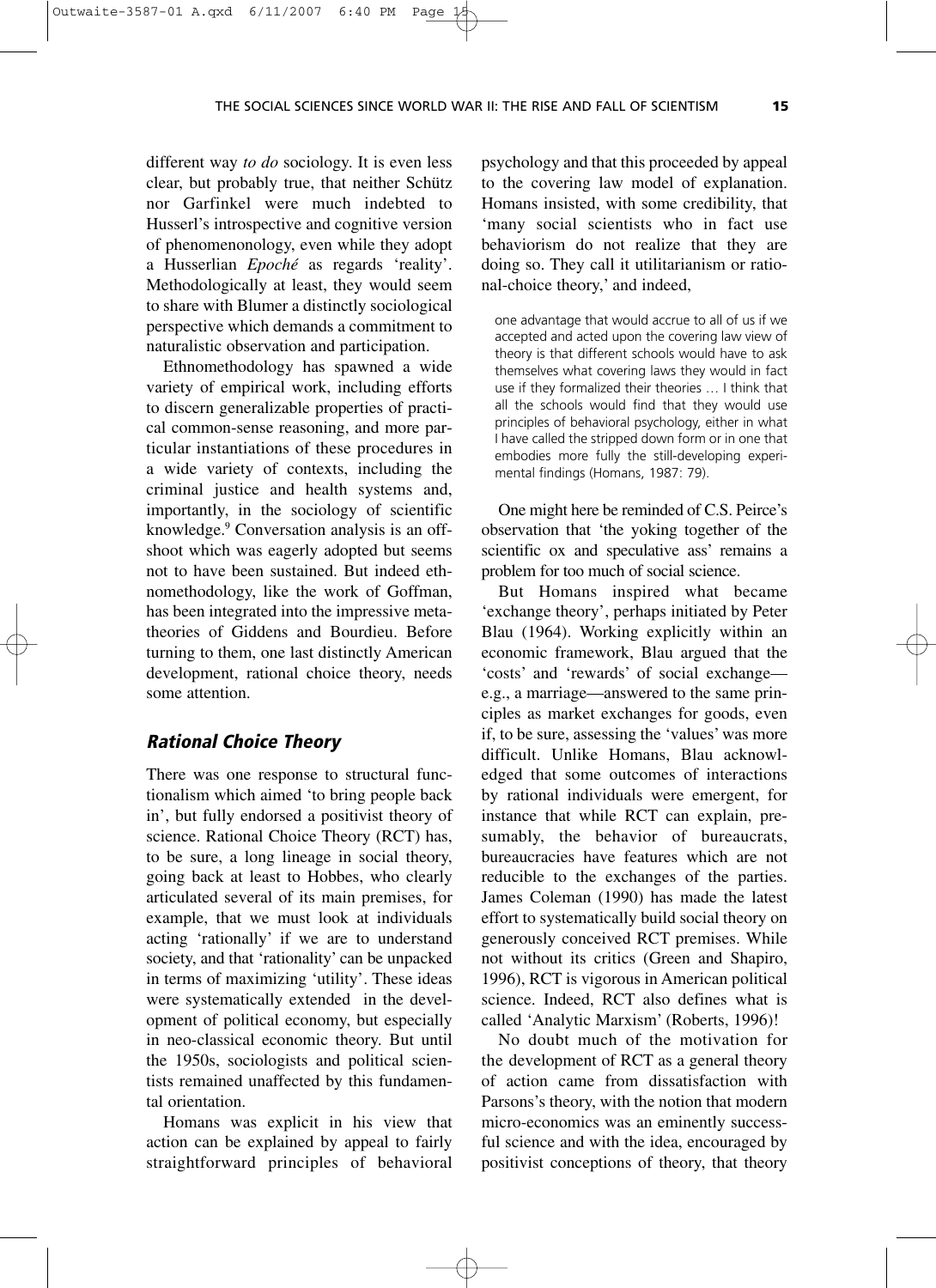different way *to do* sociology. It is even less clear, but probably true, that neither Schütz nor Garfinkel were much indebted to Husserl's introspective and cognitive version of phenomenonology, even while they adopt a Husserlian *Epoché* as regards 'reality'. Methodologically at least, they would seem to share with Blumer a distinctly sociological perspective which demands a commitment to naturalistic observation and participation.

Ethnomethodology has spawned a wide variety of empirical work, including efforts to discern generalizable properties of practical common-sense reasoning, and more particular instantiations of these procedures in a wide variety of contexts, including the criminal justice and health systems and, importantly, in the sociology of scientific knowledge.[9] Conversation analysis is an offshoot which was eagerly adopted but seems not to have been sustained. But indeed ethnomethodology, like the work of Goffman, has been integrated into the impressive metatheories of Giddens and Bourdieu. Before turning to them, one last distinctly American development, rational choice theory, needs some attention.

### *Rational Choice Theory*

There was one response to structural functionalism which aimed 'to bring people back in', but fully endorsed a positivist theory of science. Rational Choice Theory (RCT) has, to be sure, a long lineage in social theory, going back at least to Hobbes, who clearly articulated several of its main premises, for example, that we must look at individuals acting 'rationally' if we are to understand society, and that 'rationality' can be unpacked in terms of maximizing 'utility'. These ideas were systematically extended in the development of political economy, but especially in neo-classical economic theory. But until the 1950s, sociologists and political scientists remained unaffected by this fundamental orientation.

Homans was explicit in his view that action can be explained by appeal to fairly straightforward principles of behavioral psychology and that this proceeded by appeal to the covering law model of explanation. Homans insisted, with some credibility, that 'many social scientists who in fact use behaviorism do not realize that they are doing so. They call it utilitarianism or rational-choice theory,' and indeed,

> one advantage that would accrue to all of us if we accepted and acted upon the covering law view of theory is that different schools would have to ask themselves what covering laws they would in fact use if they formalized their theories … I think that all the schools would find that they would use principles of behavioral psychology, either in what I have called the stripped down form or in one that embodies more fully the still-developing experimental findings (Homans, 1987: 79).

One might here be reminded of C.S. Peirce's observation that 'the yoking together of the scientific ox and speculative ass' remains a problem for too much of social science.

But Homans inspired what became 'exchange theory', perhaps initiated by Peter Blau (1964). Working explicitly within an economic framework, Blau argued that the 'costs' and 'rewards' of social exchange—e.g., a marriage—answered to the same principles as market exchanges for goods, even if, to be sure, assessing the 'values' was more difficult. Unlike Homans, Blau acknowledged that some outcomes of interactions by rational individuals were emergent, for instance that while RCT can explain, presumably, the behavior of bureaucrats, bureaucracies have features which are not reducible to the exchanges of the parties. James Coleman (1990) has made the latest effort to systematically build social theory on generously conceived RCT premises. While not without its critics (Green and Shapiro, 1996), RCT is vigorous in American political science. Indeed, RCT also defines what is called 'Analytic Marxism' (Roberts, 1996)!

No doubt much of the motivation for the development of RCT as a general theory of action came from dissatisfaction with Parsons's theory, with the notion that modern micro-economics was an eminently successful science and with the idea, encouraged by positivist conceptions of theory, that theory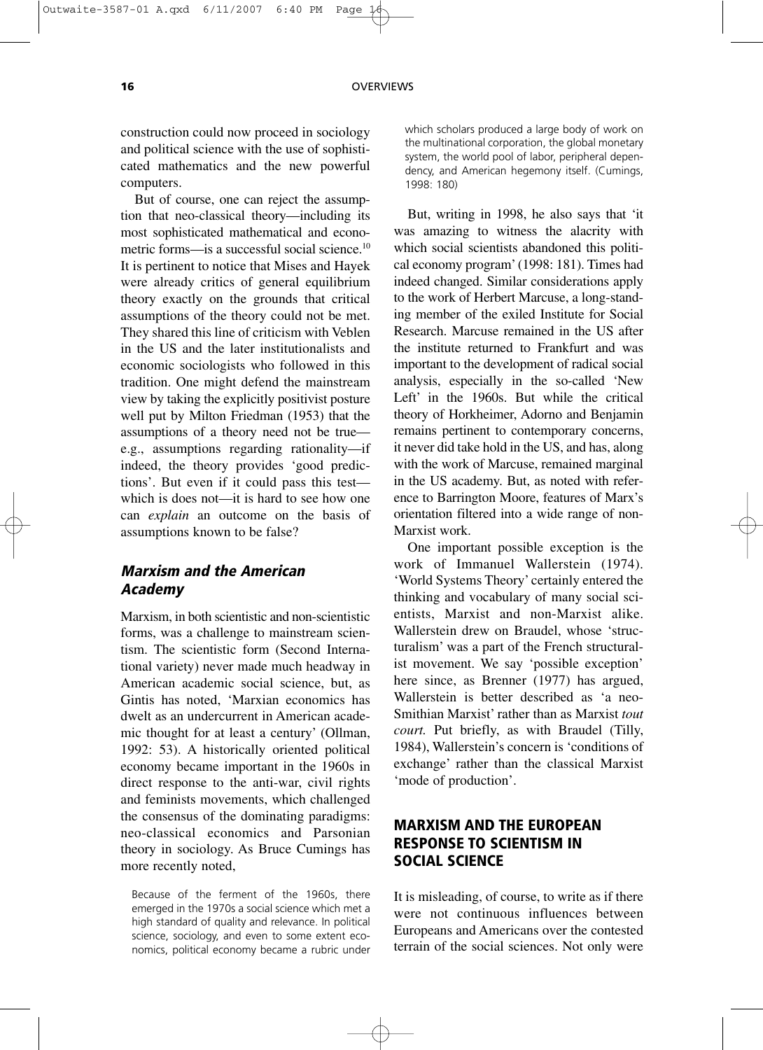construction could now proceed in sociology and political science with the use of sophisticated mathematics and the new powerful computers.

But of course, one can reject the assumption that neo-classical theory—including its most sophisticated mathematical and econometric forms—is a successful social science.[10] It is pertinent to notice that Mises and Hayek were already critics of general equilibrium theory exactly on the grounds that critical assumptions of the theory could not be met. They shared this line of criticism with Veblen in the US and the later institutionalists and economic sociologists who followed in this tradition. One might defend the mainstream view by taking the explicitly positivist posture well put by Milton Friedman (1953) that the assumptions of a theory need not be true—e.g., assumptions regarding rationality—if indeed, the theory provides 'good predictions'. But even if it could pass this test—which is does not—it is hard to see how one can *explain* an outcome on the basis of assumptions known to be false?

### *Marxism and the American Academy*

Marxism, in both scientistic and non-scientistic forms, was a challenge to mainstream scientism. The scientistic form (Second International variety) never made much headway in American academic social science, but, as Gintis has noted, 'Marxian economics has dwelt as an undercurrent in American academic thought for at least a century' (Ollman, 1992: 53). A historically oriented political economy became important in the 1960s in direct response to the anti-war, civil rights and feminists movements, which challenged the consensus of the dominating paradigms: neo-classical economics and Parsonian theory in sociology. As Bruce Cumings has more recently noted,

> Because of the ferment of the 1960s, there emerged in the 1970s a social science which met a high standard of quality and relevance. In political science, sociology, and even to some extent economics, political economy became a rubric under which scholars produced a large body of work on the multinational corporation, the global monetary system, the world pool of labor, peripheral dependency, and American hegemony itself. (Cumings, 1998: 180)

But, writing in 1998, he also says that 'it was amazing to witness the alacrity with which social scientists abandoned this political economy program' (1998: 181). Times had indeed changed. Similar considerations apply to the work of Herbert Marcuse, a long-standing member of the exiled Institute for Social Research. Marcuse remained in the US after the institute returned to Frankfurt and was important to the development of radical social analysis, especially in the so-called 'New Left' in the 1960s. But while the critical theory of Horkheimer, Adorno and Benjamin remains pertinent to contemporary concerns, it never did take hold in the US, and has, along with the work of Marcuse, remained marginal in the US academy. But, as noted with reference to Barrington Moore, features of Marx's orientation filtered into a wide range of non-Marxist work.

One important possible exception is the work of Immanuel Wallerstein (1974). 'World Systems Theory' certainly entered the thinking and vocabulary of many social scientists, Marxist and non-Marxist alike. Wallerstein drew on Braudel, whose 'structuralism' was a part of the French structuralist movement. We say 'possible exception' here since, as Brenner (1977) has argued, Wallerstein is better described as 'a neo-Smithian Marxist' rather than as Marxist *tout court.* Put briefly, as with Braudel (Tilly, 1984), Wallerstein's concern is 'conditions of exchange' rather than the classical Marxist 'mode of production'.

## MARXISM AND THE EUROPEAN RESPONSE TO SCIENTISM IN SOCIAL SCIENCE

It is misleading, of course, to write as if there were not continuous influences between Europeans and Americans over the contested terrain of the social sciences. Not only were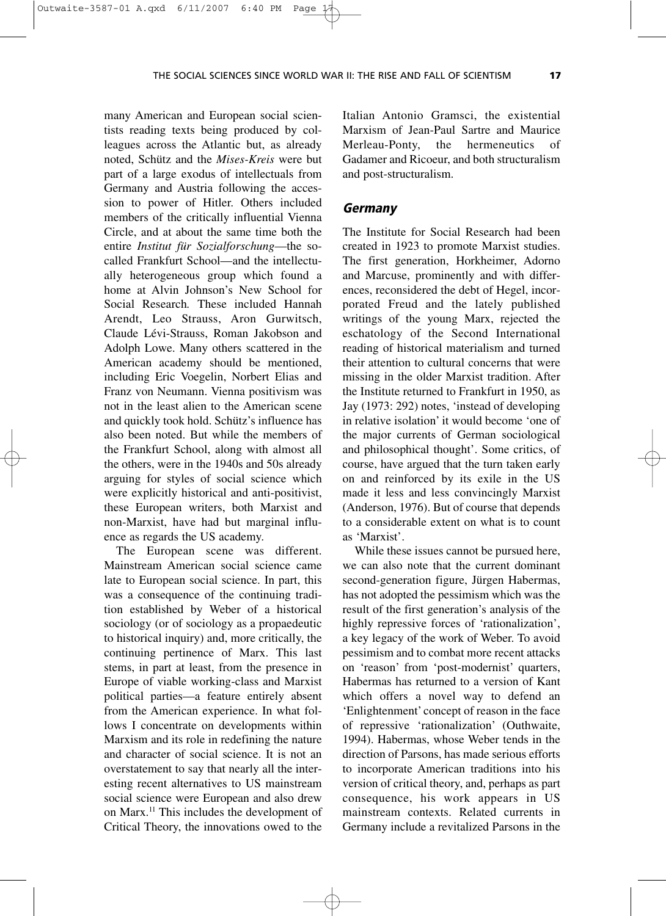many American and European social scientists reading texts being produced by colleagues across the Atlantic but, as already noted, Schütz and the *Mises-Kreis* were but part of a large exodus of intellectuals from Germany and Austria following the accession to power of Hitler. Others included members of the critically influential Vienna Circle, and at about the same time both the entire *Institut für Sozialforschung*—the so-called Frankfurt School—and the intellectually heterogeneous group which found a home at Alvin Johnson's New School for Social Research. These included Hannah Arendt, Leo Strauss, Aron Gurwitsch, Claude Lévi-Strauss, Roman Jakobson and Adolph Lowe. Many others scattered in the American academy should be mentioned, including Eric Voegelin, Norbert Elias and Franz von Neumann. Vienna positivism was not in the least alien to the American scene and quickly took hold. Schütz's influence has also been noted. But while the members of the Frankfurt School, along with almost all the others, were in the 1940s and 50s already arguing for styles of social science which were explicitly historical and anti-positivist, these European writers, both Marxist and non-Marxist, have had but marginal influence as regards the US academy.

The European scene was different. Mainstream American social science came late to European social science. In part, this was a consequence of the continuing tradition established by Weber of a historical sociology (or of sociology as a propaedeutic to historical inquiry) and, more critically, the continuing pertinence of Marx. This last stems, in part at least, from the presence in Europe of viable working-class and Marxist political parties—a feature entirely absent from the American experience. In what follows I concentrate on developments within Marxism and its role in redefining the nature and character of social science. It is not an overstatement to say that nearly all the interesting recent alternatives to US mainstream social science were European and also drew on Marx.[11] This includes the development of Critical Theory, the innovations owed to the Italian Antonio Gramsci, the existential Marxism of Jean-Paul Sartre and Maurice Merleau-Ponty, the hermeneutics of Gadamer and Ricoeur, and both structuralism and post-structuralism.

## Germany

The Institute for Social Research had been created in 1923 to promote Marxist studies. The first generation, Horkheimer, Adorno and Marcuse, prominently and with differences, reconsidered the debt of Hegel, incorporated Freud and the lately published writings of the young Marx, rejected the eschatology of the Second International reading of historical materialism and turned their attention to cultural concerns that were missing in the older Marxist tradition. After the Institute returned to Frankfurt in 1950, as Jay (1973: 292) notes, 'instead of developing in relative isolation' it would become 'one of the major currents of German sociological and philosophical thought'. Some critics, of course, have argued that the turn taken early on and reinforced by its exile in the US made it less and less convincingly Marxist (Anderson, 1976). But of course that depends to a considerable extent on what is to count as 'Marxist'.

While these issues cannot be pursued here, we can also note that the current dominant second-generation figure, Jürgen Habermas, has not adopted the pessimism which was the result of the first generation's analysis of the highly repressive forces of 'rationalization', a key legacy of the work of Weber. To avoid pessimism and to combat more recent attacks on 'reason' from 'post-modernist' quarters, Habermas has returned to a version of Kant which offers a novel way to defend an 'Enlightenment' concept of reason in the face of repressive 'rationalization' (Outhwaite, 1994). Habermas, whose Weber tends in the direction of Parsons, has made serious efforts to incorporate American traditions into his version of critical theory, and, perhaps as part consequence, his work appears in US mainstream contexts. Related currents in Germany include a revitalized Parsons in the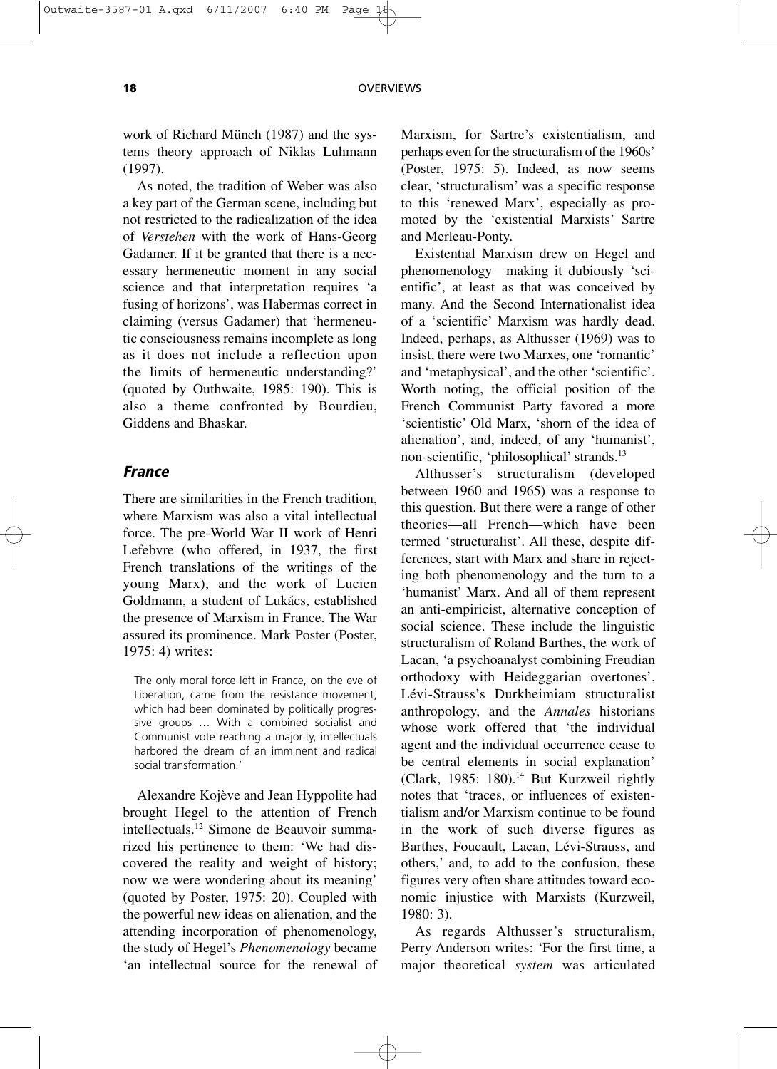work of Richard Münch (1987) and the systems theory approach of Niklas Luhmann (1997).

As noted, the tradition of Weber was also a key part of the German scene, including but not restricted to the radicalization of the idea of *Verstehen* with the work of Hans-Georg Gadamer. If it be granted that there is a necessary hermeneutic moment in any social science and that interpretation requires 'a fusing of horizons', was Habermas correct in claiming (versus Gadamer) that 'hermeneutic consciousness remains incomplete as long as it does not include a reflection upon the limits of hermeneutic understanding?' (quoted by Outhwaite, 1985: 190). This is also a theme confronted by Bourdieu, Giddens and Bhaskar.

### France

There are similarities in the French tradition, where Marxism was also a vital intellectual force. The pre-World War II work of Henri Lefebvre (who offered, in 1937, the first French translations of the writings of the young Marx), and the work of Lucien Goldmann, a student of Lukács, established the presence of Marxism in France. The War assured its prominence. Mark Poster (Poster, 1975: 4) writes:

> The only moral force left in France, on the eve of Liberation, came from the resistance movement, which had been dominated by politically progressive groups … With a combined socialist and Communist vote reaching a majority, intellectuals harbored the dream of an imminent and radical social transformation.'

Alexandre Kojève and Jean Hyppolite had brought Hegel to the attention of French intellectuals.[12] Simone de Beauvoir summarized his pertinence to them: 'We had discovered the reality and weight of history; now we were wondering about its meaning' (quoted by Poster, 1975: 20). Coupled with the powerful new ideas on alienation, and the attending incorporation of phenomenology, the study of Hegel's *Phenomenology* became 'an intellectual source for the renewal of Marxism, for Sartre's existentialism, and perhaps even for the structuralism of the 1960s' (Poster, 1975: 5). Indeed, as now seems clear, 'structuralism' was a specific response to this 'renewed Marx', especially as promoted by the 'existential Marxists' Sartre and Merleau-Ponty.

Existential Marxism drew on Hegel and phenomenology—making it dubiously 'scientific', at least as that was conceived by many. And the Second Internationalist idea of a 'scientific' Marxism was hardly dead. Indeed, perhaps, as Althusser (1969) was to insist, there were two Marxes, one 'romantic' and 'metaphysical', and the other 'scientific'. Worth noting, the official position of the French Communist Party favored a more 'scientistic' Old Marx, 'shorn of the idea of alienation', and, indeed, of any 'humanist', non-scientific, 'philosophical' strands.[13]

Althusser's structuralism (developed between 1960 and 1965) was a response to this question. But there were a range of other theories—all French—which have been termed 'structuralist'. All these, despite differences, start with Marx and share in rejecting both phenomenology and the turn to a 'humanist' Marx. And all of them represent an anti-empiricist, alternative conception of social science. These include the linguistic structuralism of Roland Barthes, the work of Lacan, 'a psychoanalyst combining Freudian orthodoxy with Heideggarian overtones', Lévi-Strauss's Durkheimiam structuralist anthropology, and the *Annales* historians whose work offered that 'the individual agent and the individual occurrence cease to be central elements in social explanation' (Clark, 1985: 180).[14] But Kurzweil rightly notes that 'traces, or influences of existentialism and/or Marxism continue to be found in the work of such diverse figures as Barthes, Foucault, Lacan, Lévi-Strauss, and others,' and, to add to the confusion, these figures very often share attitudes toward economic injustice with Marxists (Kurzweil, 1980: 3).

As regards Althusser's structuralism, Perry Anderson writes: 'For the first time, a major theoretical *system* was articulated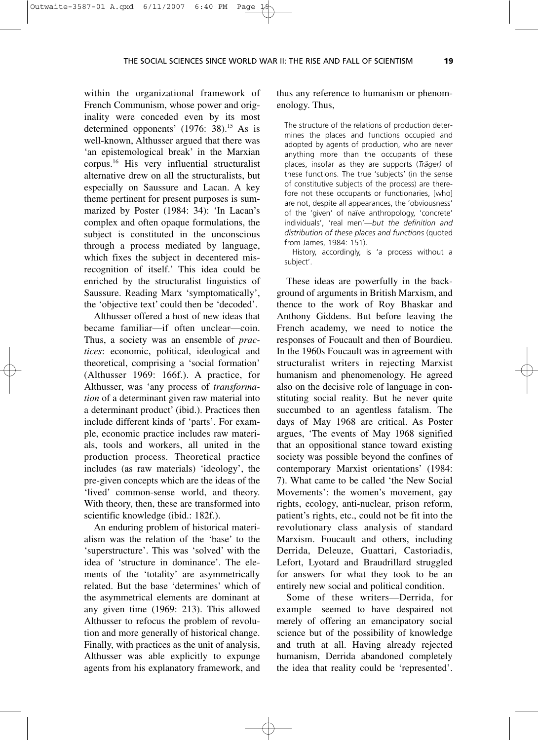within the organizational framework of French Communism, whose power and originality were conceded even by its most determined opponents' (1976: 38).[15] As is well-known, Althusser argued that there was 'an epistemological break' in the Marxian corpus.[16] His very influential structuralist alternative drew on all the structuralists, but especially on Saussure and Lacan. A key theme pertinent for present purposes is summarized by Poster (1984: 34): 'In Lacan's complex and often opaque formulations, the subject is constituted in the unconscious through a process mediated by language, which fixes the subject in decentered misrecognition of itself.' This idea could be enriched by the structuralist linguistics of Saussure. Reading Marx 'symptomatically', the 'objective text' could then be 'decoded'.

Althusser offered a host of new ideas that became familiar—if often unclear—coin. Thus, a society was an ensemble of *practices*: economic, political, ideological and theoretical, comprising a 'social formation' (Althusser 1969: 166f.). A practice, for Althusser, was 'any process of *transformation* of a determinant given raw material into a determinant product' (ibid.). Practices then include different kinds of 'parts'. For example, economic practice includes raw materials, tools and workers, all united in the production process. Theoretical practice includes (as raw materials) 'ideology', the pre-given concepts which are the ideas of the 'lived' common-sense world, and theory. With theory, then, these are transformed into scientific knowledge (ibid.: 182f.).

An enduring problem of historical materialism was the relation of the 'base' to the 'superstructure'. This was 'solved' with the idea of 'structure in dominance'. The elements of the 'totality' are asymmetrically related. But the base 'determines' which of the asymmetrical elements are dominant at any given time (1969: 213). This allowed Althusser to refocus the problem of revolution and more generally of historical change. Finally, with practices as the unit of analysis, Althusser was able explicitly to expunge agents from his explanatory framework, and thus any reference to humanism or phenomenology. Thus,

> The structure of the relations of production determines the places and functions occupied and adopted by agents of production, who are never anything more than the occupants of these places, insofar as they are supports (*Träger)* of these functions. The true 'subjects' (in the sense of constitutive subjects of the process) are therefore not these occupants or functionaries, [who] are not, despite all appearances, the 'obviousness' of the 'given' of naïve anthropology, 'concrete' individuals', 'real men'—*but the definition and distribution of these places and functions* (quoted from James, 1984: 151).
>
> History, accordingly, is 'a process without a subject'.

These ideas are powerfully in the background of arguments in British Marxism, and thence to the work of Roy Bhaskar and Anthony Giddens. But before leaving the French academy, we need to notice the responses of Foucault and then of Bourdieu. In the 1960s Foucault was in agreement with structuralist writers in rejecting Marxist humanism and phenomenology. He agreed also on the decisive role of language in constituting social reality. But he never quite succumbed to an agentless fatalism. The days of May 1968 are critical. As Poster argues, 'The events of May 1968 signified that an oppositional stance toward existing society was possible beyond the confines of contemporary Marxist orientations' (1984: 7). What came to be called 'the New Social Movements': the women's movement, gay rights, ecology, anti-nuclear, prison reform, patient's rights, etc., could not be fit into the revolutionary class analysis of standard Marxism. Foucault and others, including Derrida, Deleuze, Guattari, Castoriadis, Lefort, Lyotard and Braudrillard struggled for answers for what they took to be an entirely new social and political condition.

Some of these writers—Derrida, for example—seemed to have despaired not merely of offering an emancipatory social science but of the possibility of knowledge and truth at all. Having already rejected humanism, Derrida abandoned completely the idea that reality could be 'represented'.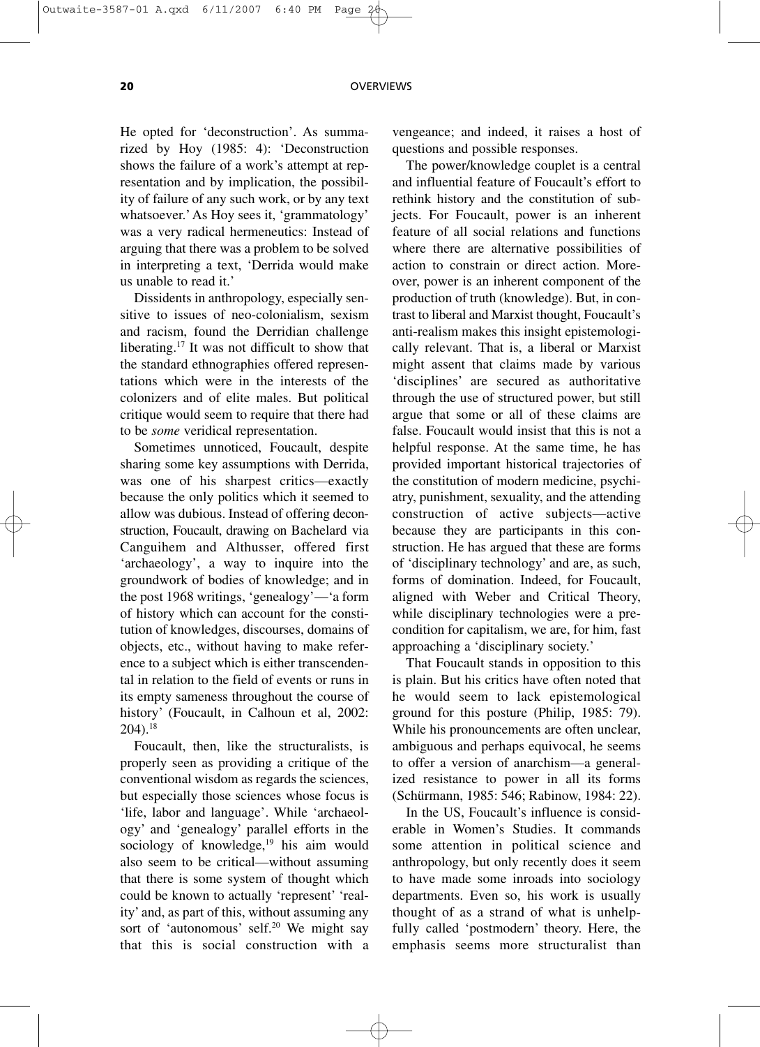He opted for 'deconstruction'. As summarized by Hoy (1985: 4): 'Deconstruction shows the failure of a work's attempt at representation and by implication, the possibility of failure of any such work, or by any text whatsoever.' As Hoy sees it, 'grammatology' was a very radical hermeneutics: Instead of arguing that there was a problem to be solved in interpreting a text, 'Derrida would make us unable to read it.'

Dissidents in anthropology, especially sensitive to issues of neo-colonialism, sexism and racism, found the Derridian challenge liberating.[17] It was not difficult to show that the standard ethnographies offered representations which were in the interests of the colonizers and of elite males. But political critique would seem to require that there had to be *some* veridical representation.

Sometimes unnoticed, Foucault, despite sharing some key assumptions with Derrida, was one of his sharpest critics—exactly because the only politics which it seemed to allow was dubious. Instead of offering deconstruction, Foucault, drawing on Bachelard via Canguihem and Althusser, offered first 'archaeology', a way to inquire into the groundwork of bodies of knowledge; and in the post 1968 writings, 'genealogy'—'a form of history which can account for the constitution of knowledges, discourses, domains of objects, etc., without having to make reference to a subject which is either transcendental in relation to the field of events or runs in its empty sameness throughout the course of history' (Foucault, in Calhoun et al, 2002: 204).[18]

Foucault, then, like the structuralists, is properly seen as providing a critique of the conventional wisdom as regards the sciences, but especially those sciences whose focus is 'life, labor and language'. While 'archaeology' and 'genealogy' parallel efforts in the sociology of knowledge,[19] his aim would also seem to be critical—without assuming that there is some system of thought which could be known to actually 'represent' 'reality' and, as part of this, without assuming any sort of 'autonomous' self.[20] We might say that this is social construction with a vengeance; and indeed, it raises a host of questions and possible responses.

The power/knowledge couplet is a central and influential feature of Foucault's effort to rethink history and the constitution of subjects. For Foucault, power is an inherent feature of all social relations and functions where there are alternative possibilities of action to constrain or direct action. Moreover, power is an inherent component of the production of truth (knowledge). But, in contrast to liberal and Marxist thought, Foucault's anti-realism makes this insight epistemologically relevant. That is, a liberal or Marxist might assent that claims made by various 'disciplines' are secured as authoritative through the use of structured power, but still argue that some or all of these claims are false. Foucault would insist that this is not a helpful response. At the same time, he has provided important historical trajectories of the constitution of modern medicine, psychiatry, punishment, sexuality, and the attending construction of active subjects—active because they are participants in this construction. He has argued that these are forms of 'disciplinary technology' and are, as such, forms of domination. Indeed, for Foucault, aligned with Weber and Critical Theory, while disciplinary technologies were a precondition for capitalism, we are, for him, fast approaching a 'disciplinary society.'

That Foucault stands in opposition to this is plain. But his critics have often noted that he would seem to lack epistemological ground for this posture (Philip, 1985: 79). While his pronouncements are often unclear, ambiguous and perhaps equivocal, he seems to offer a version of anarchism—a generalized resistance to power in all its forms (Schürmann, 1985: 546; Rabinow, 1984: 22).

In the US, Foucault's influence is considerable in Women's Studies. It commands some attention in political science and anthropology, but only recently does it seem to have made some inroads into sociology departments. Even so, his work is usually thought of as a strand of what is unhelpfully called 'postmodern' theory. Here, the emphasis seems more structuralist than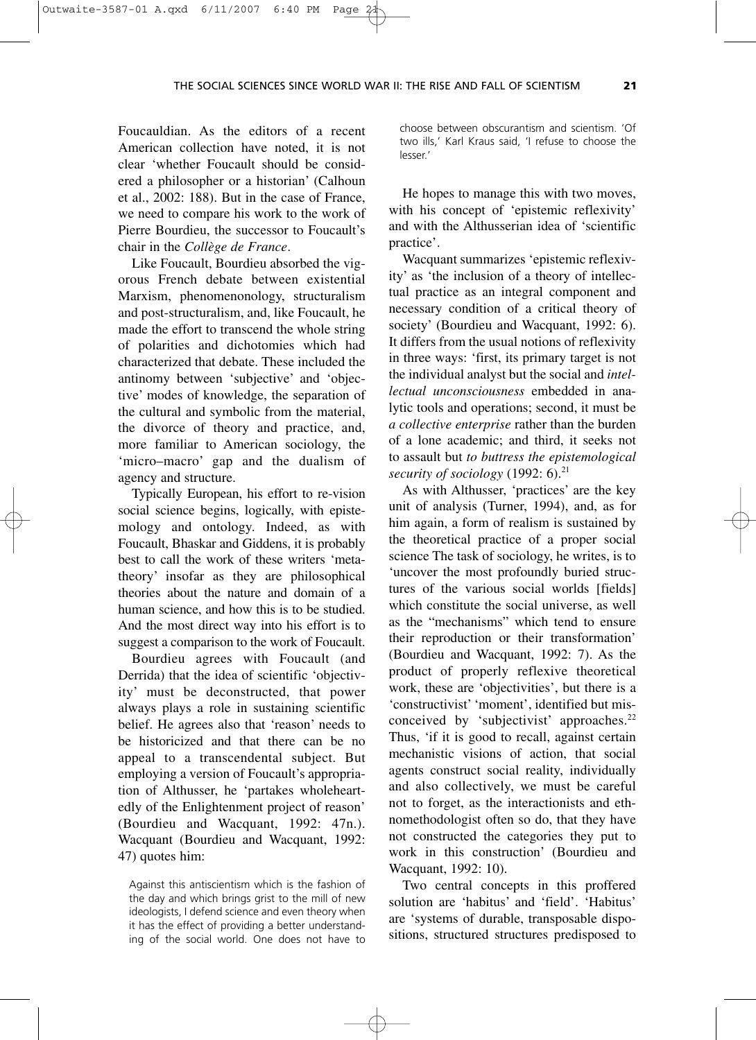Foucauldian. As the editors of a recent American collection have noted, it is not clear 'whether Foucault should be considered a philosopher or a historian' (Calhoun et al., 2002: 188). But in the case of France, we need to compare his work to the work of Pierre Bourdieu, the successor to Foucault's chair in the *Collège de France*.

Like Foucault, Bourdieu absorbed the vigorous French debate between existential Marxism, phenomenonology, structuralism and post-structuralism, and, like Foucault, he made the effort to transcend the whole string of polarities and dichotomies which had characterized that debate. These included the antinomy between 'subjective' and 'objective' modes of knowledge, the separation of the cultural and symbolic from the material, the divorce of theory and practice, and, more familiar to American sociology, the 'micro–macro' gap and the dualism of agency and structure.

Typically European, his effort to re-vision social science begins, logically, with epistemology and ontology. Indeed, as with Foucault, Bhaskar and Giddens, it is probably best to call the work of these writers 'metatheory' insofar as they are philosophical theories about the nature and domain of a human science, and how this is to be studied. And the most direct way into his effort is to suggest a comparison to the work of Foucault.

Bourdieu agrees with Foucault (and Derrida) that the idea of scientific 'objectivity' must be deconstructed, that power always plays a role in sustaining scientific belief. He agrees also that 'reason' needs to be historicized and that there can be no appeal to a transcendental subject. But employing a version of Foucault's appropriation of Althusser, he 'partakes wholeheartedly of the Enlightenment project of reason' (Bourdieu and Wacquant, 1992: 47n.). Wacquant (Bourdieu and Wacquant, 1992: 47) quotes him:

> Against this antiscientism which is the fashion of the day and which brings grist to the mill of new ideologists, I defend science and even theory when it has the effect of providing a better understanding of the social world. One does not have to choose between obscurantism and scientism. 'Of two ills,' Karl Kraus said, 'I refuse to choose the lesser.'

He hopes to manage this with two moves, with his concept of 'epistemic reflexivity' and with the Althusserian idea of 'scientific practice'.

Wacquant summarizes 'epistemic reflexivity' as 'the inclusion of a theory of intellectual practice as an integral component and necessary condition of a critical theory of society' (Bourdieu and Wacquant, 1992: 6). It differs from the usual notions of reflexivity in three ways: 'first, its primary target is not the individual analyst but the social and *intellectual unconsciousness* embedded in analytic tools and operations; second, it must be *a collective enterprise* rather than the burden of a lone academic; and third, it seeks not to assault but *to buttress the epistemological security of sociology* (1992: 6).[21]

As with Althusser, 'practices' are the key unit of analysis (Turner, 1994), and, as for him again, a form of realism is sustained by the theoretical practice of a proper social science The task of sociology, he writes, is to 'uncover the most profoundly buried structures of the various social worlds [fields] which constitute the social universe, as well as the "mechanisms" which tend to ensure their reproduction or their transformation' (Bourdieu and Wacquant, 1992: 7). As the product of properly reflexive theoretical work, these are 'objectivities', but there is a 'constructivist' 'moment', identified but misconceived by 'subjectivist' approaches.[22] Thus, 'if it is good to recall, against certain mechanistic visions of action, that social agents construct social reality, individually and also collectively, we must be careful not to forget, as the interactionists and ethnomethodologist often so do, that they have not constructed the categories they put to work in this construction' (Bourdieu and Wacquant, 1992: 10).

Two central concepts in this proffered solution are 'habitus' and 'field'. 'Habitus' are 'systems of durable, transposable dispositions, structured structures predisposed to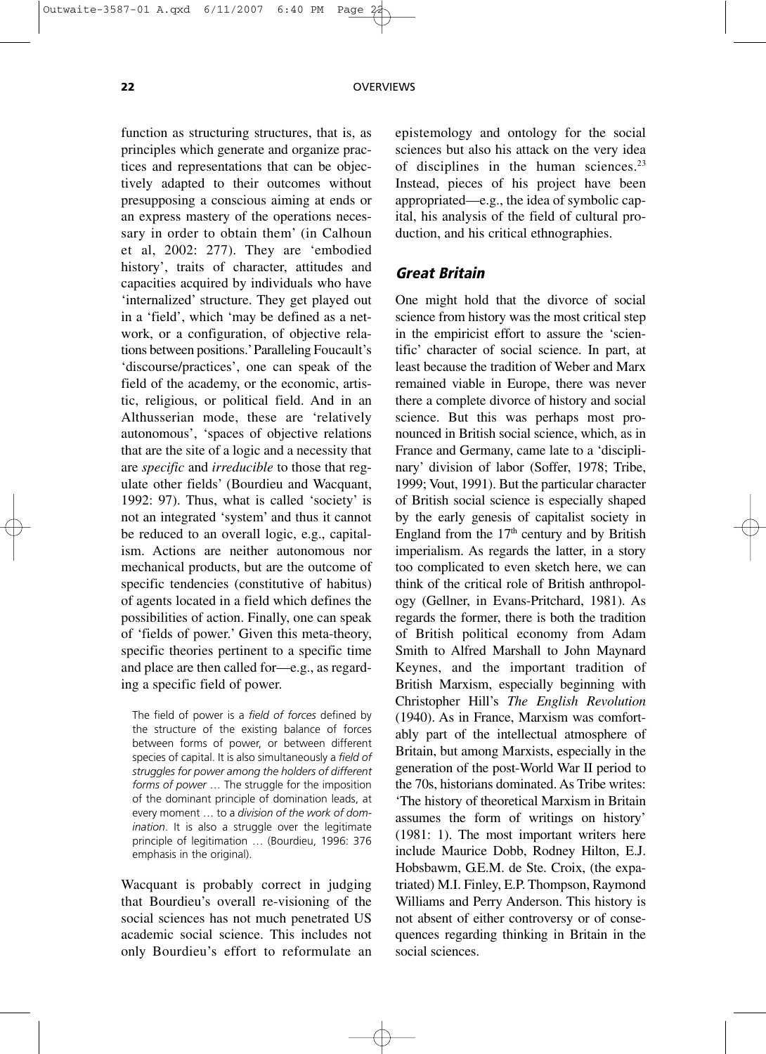function as structuring structures, that is, as principles which generate and organize practices and representations that can be objectively adapted to their outcomes without presupposing a conscious aiming at ends or an express mastery of the operations necessary in order to obtain them' (in Calhoun et al, 2002: 277). They are 'embodied history', traits of character, attitudes and capacities acquired by individuals who have 'internalized' structure. They get played out in a 'field', which 'may be defined as a network, or a configuration, of objective relations between positions.' Paralleling Foucault's 'discourse/practices', one can speak of the field of the academy, or the economic, artistic, religious, or political field. And in an Althusserian mode, these are 'relatively autonomous', 'spaces of objective relations that are the site of a logic and a necessity that are *specific* and *irreducible* to those that regulate other fields' (Bourdieu and Wacquant, 1992: 97). Thus, what is called 'society' is not an integrated 'system' and thus it cannot be reduced to an overall logic, e.g., capitalism. Actions are neither autonomous nor mechanical products, but are the outcome of specific tendencies (constitutive of habitus) of agents located in a field which defines the possibilities of action. Finally, one can speak of 'fields of power.' Given this meta-theory, specific theories pertinent to a specific time and place are then called for—e.g., as regarding a specific field of power.

> The field of power is a *field of forces* defined by the structure of the existing balance of forces between forms of power, or between different species of capital. It is also simultaneously a *field of struggles for power among the holders of different forms of power* … The struggle for the imposition of the dominant principle of domination leads, at every moment … to a *division of the work of domination*. It is also a struggle over the legitimate principle of legitimation … (Bourdieu, 1996: 376 emphasis in the original).

Wacquant is probably correct in judging that Bourdieu's overall re-visioning of the social sciences has not much penetrated US academic social science. This includes not only Bourdieu's effort to reformulate an epistemology and ontology for the social sciences but also his attack on the very idea of disciplines in the human sciences.[23] Instead, pieces of his project have been appropriated—e.g., the idea of symbolic capital, his analysis of the field of cultural production, and his critical ethnographies.

## *Great Britain*

One might hold that the divorce of social science from history was the most critical step in the empiricist effort to assure the 'scientific' character of social science. In part, at least because the tradition of Weber and Marx remained viable in Europe, there was never there a complete divorce of history and social science. But this was perhaps most pronounced in British social science, which, as in France and Germany, came late to a 'disciplinary' division of labor (Soffer, 1978; Tribe, 1999; Vout, 1991). But the particular character of British social science is especially shaped by the early genesis of capitalist society in England from the 17th century and by British imperialism. As regards the latter, in a story too complicated to even sketch here, we can think of the critical role of British anthropology (Gellner, in Evans-Pritchard, 1981). As regards the former, there is both the tradition of British political economy from Adam Smith to Alfred Marshall to John Maynard Keynes, and the important tradition of British Marxism, especially beginning with Christopher Hill's *The English Revolution* (1940). As in France, Marxism was comfortably part of the intellectual atmosphere of Britain, but among Marxists, especially in the generation of the post-World War II period to the 70s, historians dominated. As Tribe writes: 'The history of theoretical Marxism in Britain assumes the form of writings on history' (1981: 1). The most important writers here include Maurice Dobb, Rodney Hilton, E.J. Hobsbawm, G.E.M. de Ste. Croix, (the expatriated) M.I. Finley, E.P. Thompson, Raymond Williams and Perry Anderson. This history is not absent of either controversy or of consequences regarding thinking in Britain in the social sciences.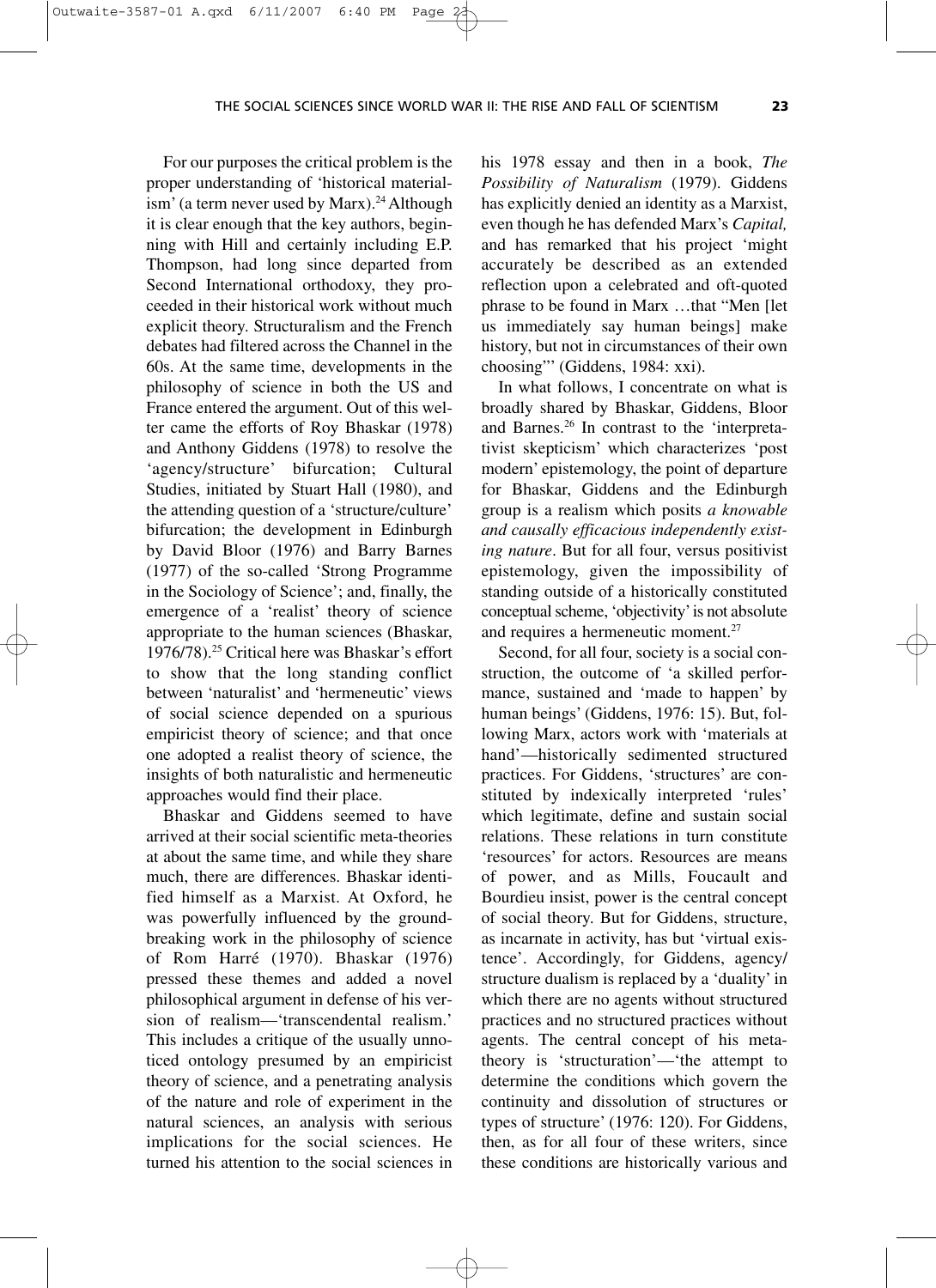For our purposes the critical problem is the proper understanding of 'historical materialism' (a term never used by Marx).[24] Although it is clear enough that the key authors, beginning with Hill and certainly including E.P. Thompson, had long since departed from Second International orthodoxy, they proceeded in their historical work without much explicit theory. Structuralism and the French debates had filtered across the Channel in the 60s. At the same time, developments in the philosophy of science in both the US and France entered the argument. Out of this welter came the efforts of Roy Bhaskar (1978) and Anthony Giddens (1978) to resolve the 'agency/structure' bifurcation; Cultural Studies, initiated by Stuart Hall (1980), and the attending question of a 'structure/culture' bifurcation; the development in Edinburgh by David Bloor (1976) and Barry Barnes (1977) of the so-called 'Strong Programme in the Sociology of Science'; and, finally, the emergence of a 'realist' theory of science appropriate to the human sciences (Bhaskar, 1976/78).[25] Critical here was Bhaskar's effort to show that the long standing conflict between 'naturalist' and 'hermeneutic' views of social science depended on a spurious empiricist theory of science; and that once one adopted a realist theory of science, the insights of both naturalistic and hermeneutic approaches would find their place.

Bhaskar and Giddens seemed to have arrived at their social scientific meta-theories at about the same time, and while they share much, there are differences. Bhaskar identified himself as a Marxist. At Oxford, he was powerfully influenced by the groundbreaking work in the philosophy of science of Rom Harré (1970). Bhaskar (1976) pressed these themes and added a novel philosophical argument in defense of his version of realism—'transcendental realism.' This includes a critique of the usually unnoticed ontology presumed by an empiricist theory of science, and a penetrating analysis of the nature and role of experiment in the natural sciences, an analysis with serious implications for the social sciences. He turned his attention to the social sciences in his 1978 essay and then in a book, *The Possibility of Naturalism* (1979). Giddens has explicitly denied an identity as a Marxist, even though he has defended Marx's *Capital,* and has remarked that his project 'might accurately be described as an extended reflection upon a celebrated and oft-quoted phrase to be found in Marx …that "Men [let us immediately say human beings] make history, but not in circumstances of their own choosing"' (Giddens, 1984: xxi).

In what follows, I concentrate on what is broadly shared by Bhaskar, Giddens, Bloor and Barnes.[26] In contrast to the 'interpretativist skepticism' which characterizes 'post modern' epistemology, the point of departure for Bhaskar, Giddens and the Edinburgh group is a realism which posits *a knowable and causally efficacious independently existing nature*. But for all four, versus positivist epistemology, given the impossibility of standing outside of a historically constituted conceptual scheme, 'objectivity' is not absolute and requires a hermeneutic moment.[27]

Second, for all four, society is a social construction, the outcome of 'a skilled performance, sustained and 'made to happen' by human beings' (Giddens, 1976: 15). But, following Marx, actors work with 'materials at hand'—historically sedimented structured practices. For Giddens, 'structures' are constituted by indexically interpreted 'rules' which legitimate, define and sustain social relations. These relations in turn constitute 'resources' for actors. Resources are means of power, and as Mills, Foucault and Bourdieu insist, power is the central concept of social theory. But for Giddens, structure, as incarnate in activity, has but 'virtual existence'. Accordingly, for Giddens, agency/structure dualism is replaced by a 'duality' in which there are no agents without structured practices and no structured practices without agents. The central concept of his meta-theory is 'structuration'—'the attempt to determine the conditions which govern the continuity and dissolution of structures or types of structure' (1976: 120). For Giddens, then, as for all four of these writers, since these conditions are historically various and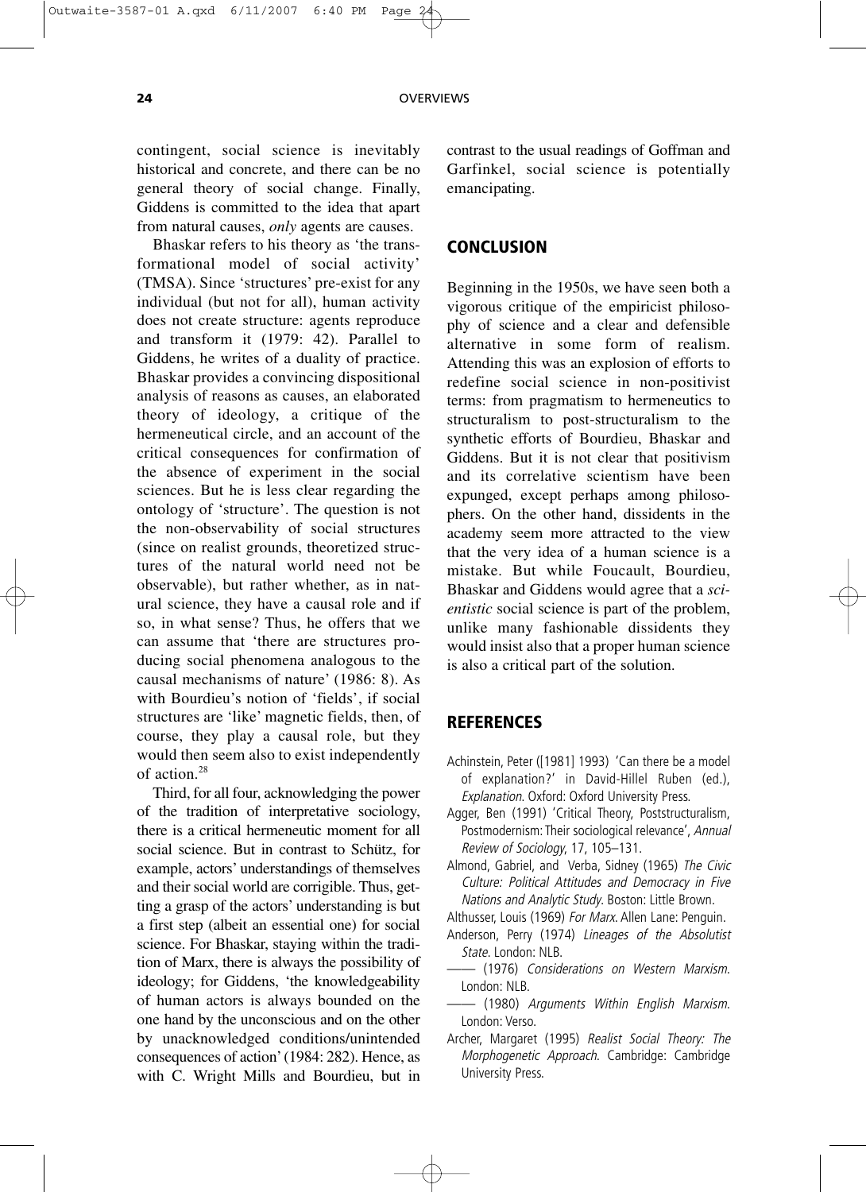contingent, social science is inevitably historical and concrete, and there can be no general theory of social change. Finally, Giddens is committed to the idea that apart from natural causes, *only* agents are causes.

Bhaskar refers to his theory as 'the transformational model of social activity' (TMSA). Since 'structures' pre-exist for any individual (but not for all), human activity does not create structure: agents reproduce and transform it (1979: 42). Parallel to Giddens, he writes of a duality of practice. Bhaskar provides a convincing dispositional analysis of reasons as causes, an elaborated theory of ideology, a critique of the hermeneutical circle, and an account of the critical consequences for confirmation of the absence of experiment in the social sciences. But he is less clear regarding the ontology of 'structure'. The question is not the non-observability of social structures (since on realist grounds, theoretized structures of the natural world need not be observable), but rather whether, as in natural science, they have a causal role and if so, in what sense? Thus, he offers that we can assume that 'there are structures producing social phenomena analogous to the causal mechanisms of nature' (1986: 8). As with Bourdieu's notion of 'fields', if social structures are 'like' magnetic fields, then, of course, they play a causal role, but they would then seem also to exist independently of action.[28]

Third, for all four, acknowledging the power of the tradition of interpretative sociology, there is a critical hermeneutic moment for all social science. But in contrast to Schütz, for example, actors' understandings of themselves and their social world are corrigible. Thus, getting a grasp of the actors' understanding is but a first step (albeit an essential one) for social science. For Bhaskar, staying within the tradition of Marx, there is always the possibility of ideology; for Giddens, 'the knowledgeability of human actors is always bounded on the one hand by the unconscious and on the other by unacknowledged conditions/unintended consequences of action' (1984: 282). Hence, as with C. Wright Mills and Bourdieu, but in contrast to the usual readings of Goffman and Garfinkel, social science is potentially emancipating.

## CONCLUSION

Beginning in the 1950s, we have seen both a vigorous critique of the empiricist philosophy of science and a clear and defensible alternative in some form of realism. Attending this was an explosion of efforts to redefine social science in non-positivist terms: from pragmatism to hermeneutics to structuralism to post-structuralism to the synthetic efforts of Bourdieu, Bhaskar and Giddens. But it is not clear that positivism and its correlative scientism have been expunged, except perhaps among philosophers. On the other hand, dissidents in the academy seem more attracted to the view that the very idea of a human science is a mistake. But while Foucault, Bourdieu, Bhaskar and Giddens would agree that a *scientistic* social science is part of the problem, unlike many fashionable dissidents they would insist also that a proper human science is also a critical part of the solution.

## REFERENCES

- Achinstein, Peter ([1981] 1993) 'Can there be a model of explanation?' in David-Hillel Ruben (ed.), *Explanation*. Oxford: Oxford University Press.
- Agger, Ben (1991) 'Critical Theory, Poststructuralism, Postmodernism: Their sociological relevance', *Annual Review of Sociology*, 17, 105–131.
- Almond, Gabriel, and Verba, Sidney (1965) *The Civic Culture: Political Attitudes and Democracy in Five Nations and Analytic Study*. Boston: Little Brown.
- Althusser, Louis (1969) *For Marx*. Allen Lane: Penguin.
- Anderson, Perry (1974) *Lineages of the Absolutist State*. London: NLB.
- —— (1976) *Considerations on Western Marxism*. London: NLB.
- —— (1980) *Arguments Within English Marxism*. London: Verso.
- Archer, Margaret (1995) *Realist Social Theory: The Morphogenetic Approach*. Cambridge: Cambridge University Press.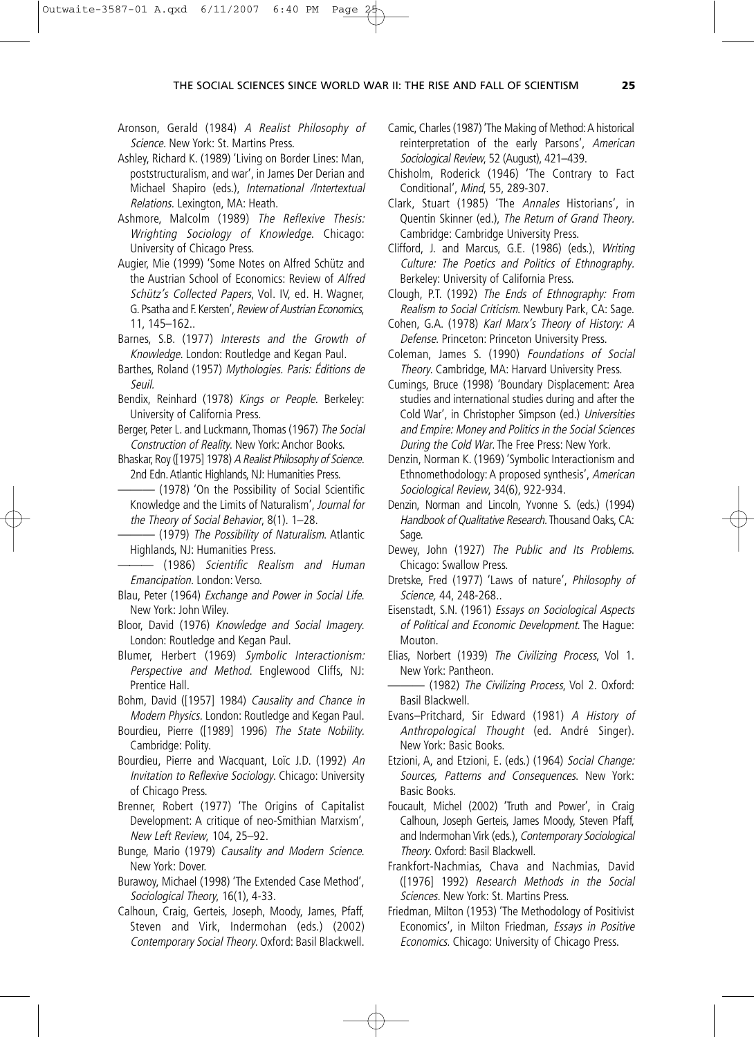Aronson, Gerald (1984) *A Realist Philosophy of Science*. New York: St. Martins Press.

Ashley, Richard K. (1989) 'Living on Border Lines: Man, poststructuralism, and war', in James Der Derian and Michael Shapiro (eds.), *International /Intertextual Relations*. Lexington, MA: Heath.

Ashmore, Malcolm (1989) *The Reflexive Thesis: Wrighting Sociology of Knowledge*. Chicago: University of Chicago Press.

Augier, Mie (1999) 'Some Notes on Alfred Schütz and the Austrian School of Economics: Review of *Alfred Schütz's Collected Papers*, Vol. IV, ed. H. Wagner, G. Psatha and F. Kersten', *Review of Austrian Economics*, 11, 145–162..

Barnes, S.B. (1977) *Interests and the Growth of Knowledge*. London: Routledge and Kegan Paul.

Barthes, Roland (1957) *Mythologies. Paris: Éditions de Seuil*.

Bendix, Reinhard (1978) *Kings or People*. Berkeley: University of California Press.

Berger, Peter L. and Luckmann, Thomas (1967) *The Social Construction of Reality*. New York: Anchor Books.

Bhaskar, Roy ([1975] 1978) *A Realist Philosophy of Science*. 2nd Edn. Atlantic Highlands, NJ: Humanities Press.

——— (1978) 'On the Possibility of Social Scientific Knowledge and the Limits of Naturalism', *Journal for the Theory of Social Behavior*, 8(1). 1–28.

——— (1979) *The Possibility of Naturalism*. Atlantic Highlands, NJ: Humanities Press.

——— (1986) *Scientific Realism and Human Emancipation*. London: Verso.

Blau, Peter (1964) *Exchange and Power in Social Life*. New York: John Wiley.

Bloor, David (1976) *Knowledge and Social Imagery*. London: Routledge and Kegan Paul.

Blumer, Herbert (1969) *Symbolic Interactionism: Perspective and Method*. Englewood Cliffs, NJ: Prentice Hall.

Bohm, David ([1957] 1984) *Causality and Chance in Modern Physics*. London: Routledge and Kegan Paul.

Bourdieu, Pierre ([1989] 1996) *The State Nobility*. Cambridge: Polity.

Bourdieu, Pierre and Wacquant, Loïc J.D. (1992) *An Invitation to Reflexive Sociology*. Chicago: University of Chicago Press.

Brenner, Robert (1977) 'The Origins of Capitalist Development: A critique of neo-Smithian Marxism', *New Left Review*, 104, 25–92.

Bunge, Mario (1979) *Causality and Modern Science*. New York: Dover.

Burawoy, Michael (1998) 'The Extended Case Method', *Sociological Theory*, 16(1), 4-33.

Calhoun, Craig, Gerteis, Joseph, Moody, James, Pfaff, Steven and Virk, Indermohan (eds.) (2002) *Contemporary Social Theory*. Oxford: Basil Blackwell.

Camic, Charles (1987) 'The Making of Method: A historical reinterpretation of the early Parsons', *American Sociological Review*, 52 (August), 421–439.

Chisholm, Roderick (1946) 'The Contrary to Fact Conditional', *Mind*, 55, 289-307.

Clark, Stuart (1985) 'The *Annales* Historians', in Quentin Skinner (ed.), *The Return of Grand Theory*. Cambridge: Cambridge University Press.

Clifford, J. and Marcus, G.E. (1986) (eds.), *Writing Culture: The Poetics and Politics of Ethnography*. Berkeley: University of California Press.

Clough, P.T. (1992) *The Ends of Ethnography: From Realism to Social Criticism*. Newbury Park, CA: Sage.

Cohen, G.A. (1978) *Karl Marx's Theory of History: A Defense*. Princeton: Princeton University Press.

Coleman, James S. (1990) *Foundations of Social Theory*. Cambridge, MA: Harvard University Press.

Cumings, Bruce (1998) 'Boundary Displacement: Area studies and international studies during and after the Cold War', in Christopher Simpson (ed.) *Universities and Empire: Money and Politics in the Social Sciences During the Cold War*. The Free Press: New York.

Denzin, Norman K. (1969) 'Symbolic Interactionism and Ethnomethodology: A proposed synthesis', *American Sociological Review*, 34(6), 922-934.

Denzin, Norman and Lincoln, Yvonne S. (eds.) (1994) *Handbook of Qualitative Research*. Thousand Oaks, CA: Sage.

Dewey, John (1927) *The Public and Its Problems*. Chicago: Swallow Press.

Dretske, Fred (1977) 'Laws of nature', *Philosophy of Science*, 44, 248-268..

Eisenstadt, S.N. (1961) *Essays on Sociological Aspects of Political and Economic Development*. The Hague: Mouton.

Elias, Norbert (1939) *The Civilizing Process*, Vol 1. New York: Pantheon.

——— (1982) *The Civilizing Process*, Vol 2. Oxford: Basil Blackwell.

Evans–Pritchard, Sir Edward (1981) *A History of Anthropological Thought* (ed. André Singer). New York: Basic Books.

Etzioni, A, and Etzioni, E. (eds.) (1964) *Social Change: Sources, Patterns and Consequences*. New York: Basic Books.

Foucault, Michel (2002) 'Truth and Power', in Craig Calhoun, Joseph Gerteis, James Moody, Steven Pfaff, and Indermohan Virk (eds.), *Contemporary Sociological Theory*. Oxford: Basil Blackwell.

Frankfort-Nachmias, Chava and Nachmias, David ([1976] 1992) *Research Methods in the Social Sciences*. New York: St. Martins Press.

Friedman, Milton (1953) 'The Methodology of Positivist Economics', in Milton Friedman, *Essays in Positive Economics*. Chicago: University of Chicago Press.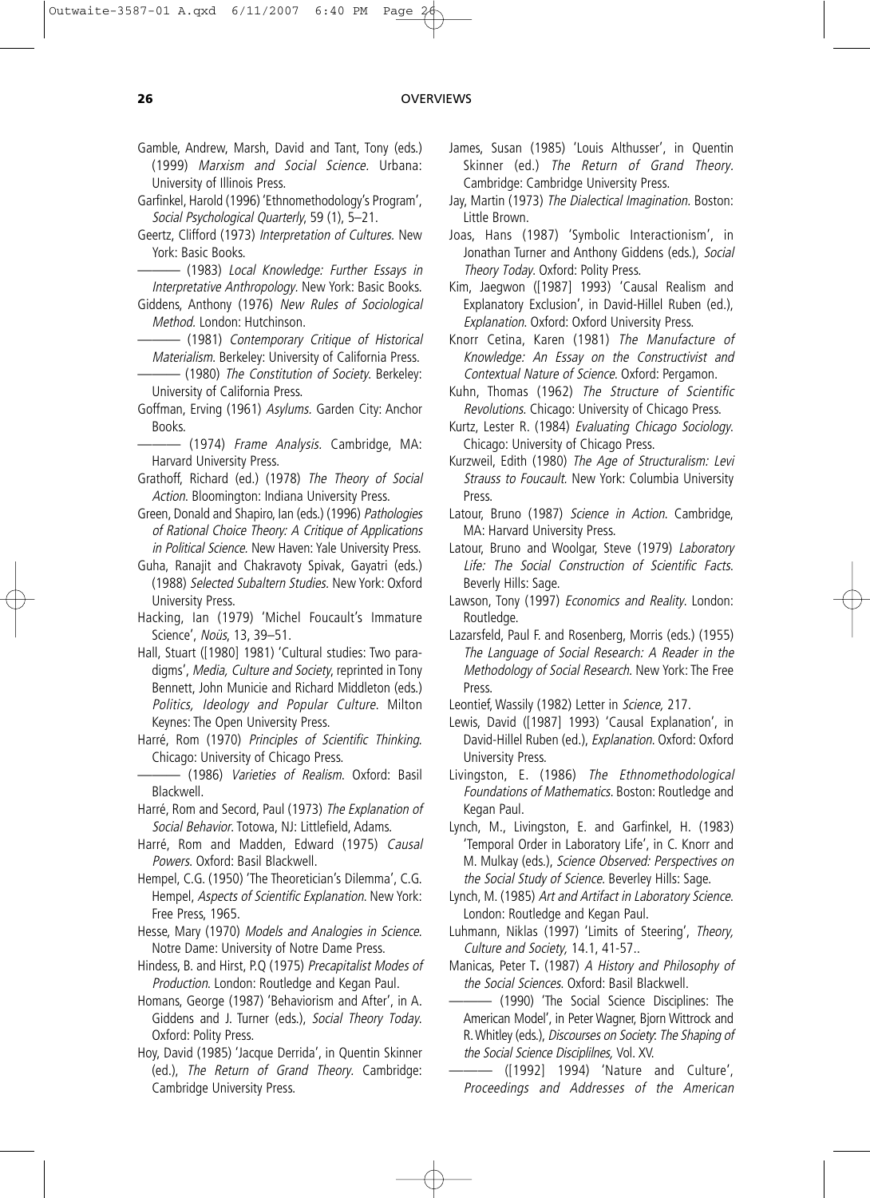Gamble, Andrew, Marsh, David and Tant, Tony (eds.) (1999) *Marxism and Social Science*. Urbana: University of Illinois Press.

Garfinkel, Harold (1996) 'Ethnomethodology's Program', *Social Psychological Quarterly*, 59 (1), 5–21.

Geertz, Clifford (1973) *Interpretation of Cultures*. New York: Basic Books.

——— (1983) *Local Knowledge: Further Essays in Interpretative Anthropology*. New York: Basic Books.

Giddens, Anthony (1976) *New Rules of Sociological Method*. London: Hutchinson.

——— (1981) *Contemporary Critique of Historical Materialism*. Berkeley: University of California Press.

——— (1980) *The Constitution of Society*. Berkeley: University of California Press.

Goffman, Erving (1961) *Asylums*. Garden City: Anchor Books.

——— (1974) *Frame Analysis*. Cambridge, MA: Harvard University Press.

Grathoff, Richard (ed.) (1978) *The Theory of Social Action*. Bloomington: Indiana University Press.

Green, Donald and Shapiro, Ian (eds.) (1996) *Pathologies of Rational Choice Theory: A Critique of Applications in Political Science*. New Haven: Yale University Press.

Guha, Ranajit and Chakravoty Spivak, Gayatri (eds.) (1988) *Selected Subaltern Studies*. New York: Oxford University Press.

Hacking, Ian (1979) 'Michel Foucault's Immature Science', *Noüs*, 13, 39–51.

Hall, Stuart ([1980] 1981) 'Cultural studies: Two paradigms', *Media, Culture and Society*, reprinted in Tony Bennett, John Municie and Richard Middleton (eds.) *Politics, Ideology and Popular Culture*. Milton Keynes: The Open University Press.

Harré, Rom (1970) *Principles of Scientific Thinking*. Chicago: University of Chicago Press.

——— (1986) *Varieties of Realism*. Oxford: Basil Blackwell.

Harré, Rom and Secord, Paul (1973) *The Explanation of Social Behavior*. Totowa, NJ: Littlefield, Adams.

Harré, Rom and Madden, Edward (1975) *Causal Powers*. Oxford: Basil Blackwell.

Hempel, C.G. (1950) 'The Theoretician's Dilemma', C.G. Hempel, *Aspects of Scientific Explanation*. New York: Free Press, 1965.

Hesse, Mary (1970) *Models and Analogies in Science*. Notre Dame: University of Notre Dame Press.

Hindess, B. and Hirst, P.Q (1975) *Precapitalist Modes of Production*. London: Routledge and Kegan Paul.

Homans, George (1987) 'Behaviorism and After', in A. Giddens and J. Turner (eds.), *Social Theory Today*. Oxford: Polity Press.

Hoy, David (1985) 'Jacque Derrida', in Quentin Skinner (ed.), *The Return of Grand Theory*. Cambridge: Cambridge University Press.

James, Susan (1985) 'Louis Althusser', in Quentin Skinner (ed.) *The Return of Grand Theory*. Cambridge: Cambridge University Press.

Jay, Martin (1973) *The Dialectical Imagination*. Boston: Little Brown.

Joas, Hans (1987) 'Symbolic Interactionism', in Jonathan Turner and Anthony Giddens (eds.), *Social Theory Today*. Oxford: Polity Press.

Kim, Jaegwon ([1987] 1993) 'Causal Realism and Explanatory Exclusion', in David-Hillel Ruben (ed.), *Explanation*. Oxford: Oxford University Press.

Knorr Cetina, Karen (1981) *The Manufacture of Knowledge: An Essay on the Constructivist and Contextual Nature of Science*. Oxford: Pergamon.

Kuhn, Thomas (1962) *The Structure of Scientific Revolutions*. Chicago: University of Chicago Press.

Kurtz, Lester R. (1984) *Evaluating Chicago Sociology*. Chicago: University of Chicago Press.

Kurzweil, Edith (1980) *The Age of Structuralism: Levi Strauss to Foucault*. New York: Columbia University Press.

Latour, Bruno (1987) *Science in Action*. Cambridge, MA: Harvard University Press.

Latour, Bruno and Woolgar, Steve (1979) *Laboratory Life: The Social Construction of Scientific Facts*. Beverly Hills: Sage.

Lawson, Tony (1997) *Economics and Reality*. London: Routledge.

Lazarsfeld, Paul F. and Rosenberg, Morris (eds.) (1955) *The Language of Social Research: A Reader in the Methodology of Social Research*. New York: The Free Press.

Leontief, Wassily (1982) Letter in *Science,* 217.

Lewis, David ([1987] 1993) 'Causal Explanation', in David-Hillel Ruben (ed.), *Explanation*. Oxford: Oxford University Press.

Livingston, E. (1986) *The Ethnomethodological Foundations of Mathematics*. Boston: Routledge and Kegan Paul.

Lynch, M., Livingston, E. and Garfinkel, H. (1983) 'Temporal Order in Laboratory Life', in C. Knorr and M. Mulkay (eds.), *Science Observed: Perspectives on the Social Study of Science*. Beverley Hills: Sage.

Lynch, M. (1985) *Art and Artifact in Laboratory Science*. London: Routledge and Kegan Paul.

Luhmann, Niklas (1997) 'Limits of Steering', *Theory, Culture and Society,* 14.1, 41-57..

Manicas, Peter T**.** (1987) *A History and Philosophy of the Social Sciences*. Oxford: Basil Blackwell.

——— (1990) 'The Social Science Disciplines: The American Model', in Peter Wagner, Bjorn Wittrock and R. Whitley (eds.), *Discourses on Society*: *The Shaping of the Social Science Disciplilnes,* Vol. XV.

——— ([1992] 1994) 'Nature and Culture', *Proceedings and Addresses of the American*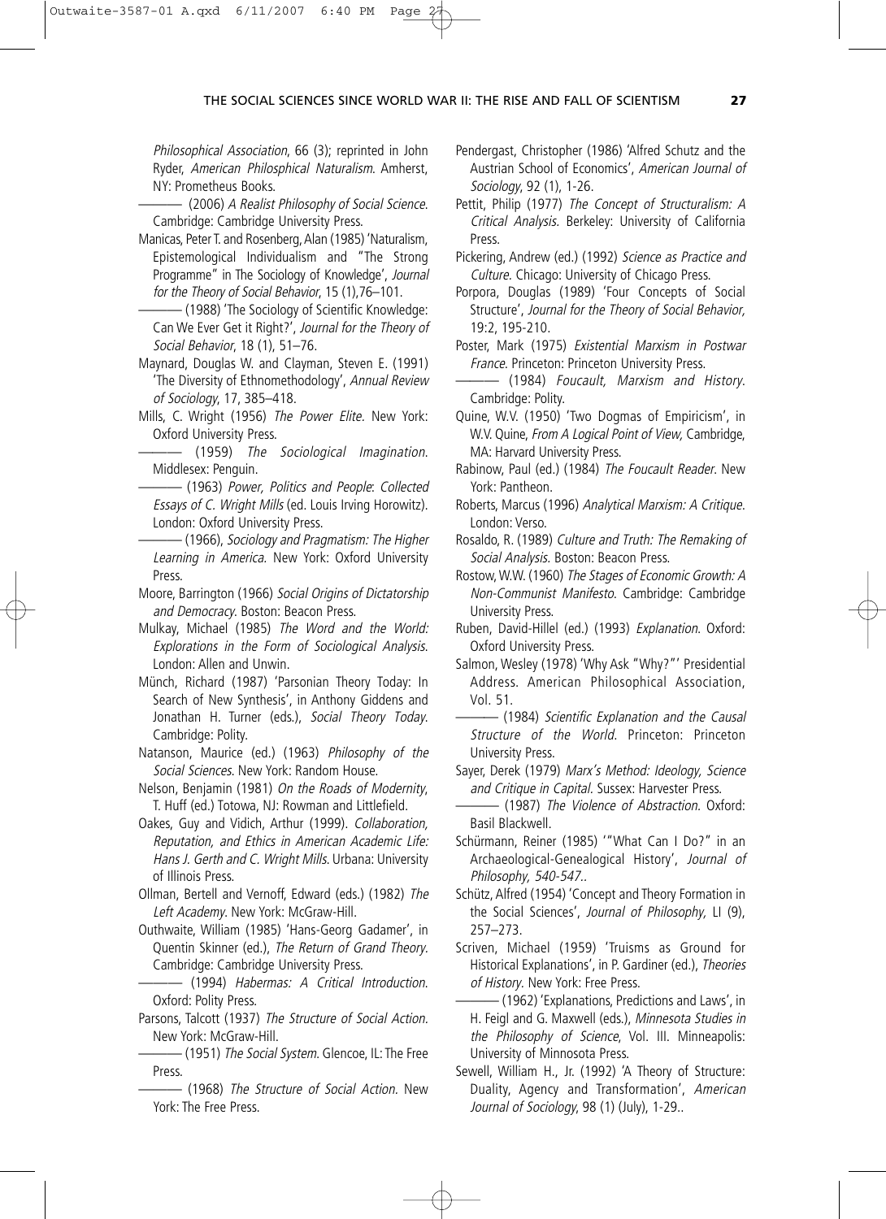*Philosophical Association*, 66 (3); reprinted in John Ryder, *American Philosphical Naturalism*. Amherst, NY: Prometheus Books.

——— (2006) *A Realist Philosophy of Social Science*. Cambridge: Cambridge University Press.

Manicas, Peter T. and Rosenberg, Alan (1985) 'Naturalism, Epistemological Individualism and "The Strong Programme" in The Sociology of Knowledge', *Journal for the Theory of Social Behavior*, 15 (1),76–101.

——— (1988) 'The Sociology of Scientific Knowledge: Can We Ever Get it Right?', *Journal for the Theory of Social Behavior*, 18 (1), 51–76.

Maynard, Douglas W. and Clayman, Steven E. (1991) 'The Diversity of Ethnomethodology', *Annual Review of Sociology*, 17, 385–418.

Mills, C. Wright (1956) *The Power Elite*. New York: Oxford University Press.

——— (1959) *The Sociological Imagination*. Middlesex: Penguin.

——— (1963) *Power, Politics and People*: *Collected Essays of C. Wright Mills* (ed. Louis Irving Horowitz). London: Oxford University Press.

——— (1966), *Sociology and Pragmatism: The Higher Learning in America.* New York: Oxford University Press.

Moore, Barrington (1966) *Social Origins of Dictatorship and Democracy*. Boston: Beacon Press.

Mulkay, Michael (1985) *The Word and the World: Explorations in the Form of Sociological Analysis*. London: Allen and Unwin.

Münch, Richard (1987) 'Parsonian Theory Today: In Search of New Synthesis', in Anthony Giddens and Jonathan H. Turner (eds.), *Social Theory Today*. Cambridge: Polity.

Natanson, Maurice (ed.) (1963) *Philosophy of the Social Sciences*. New York: Random House.

Nelson, Benjamin (1981) *On the Roads of Modernity*, T. Huff (ed.) Totowa, NJ: Rowman and Littlefield.

Oakes, Guy and Vidich, Arthur (1999). *Collaboration, Reputation, and Ethics in American Academic Life: Hans J. Gerth and C. Wright Mills*. Urbana: University of Illinois Press.

Ollman, Bertell and Vernoff, Edward (eds.) (1982) *The Left Academy*. New York: McGraw-Hill.

Outhwaite, William (1985) 'Hans-Georg Gadamer', in Quentin Skinner (ed.), *The Return of Grand Theory*. Cambridge: Cambridge University Press.

——— (1994) *Habermas: A Critical Introduction*. Oxford: Polity Press.

Parsons, Talcott (1937) *The Structure of Social Action*. New York: McGraw-Hill.

——— (1951) *The Social System*. Glencoe, IL: The Free Press.

——— (1968) *The Structure of Social Action*. New York: The Free Press.

Pendergast, Christopher (1986) 'Alfred Schutz and the Austrian School of Economics', *American Journal of Sociology*, 92 (1), 1-26.

Pettit, Philip (1977) *The Concept of Structuralism: A Critical Analysis*. Berkeley: University of California Press.

Pickering, Andrew (ed.) (1992) *Science as Practice and Culture*. Chicago: University of Chicago Press.

Porpora, Douglas (1989) 'Four Concepts of Social Structure', *Journal for the Theory of Social Behavior,* 19:2, 195-210.

Poster, Mark (1975) *Existential Marxism in Postwar France*. Princeton: Princeton University Press.

——— (1984) *Foucault, Marxism and History*. Cambridge: Polity.

Quine, W.V. (1950) 'Two Dogmas of Empiricism', in W.V. Quine, *From A Logical Point of View,* Cambridge, MA: Harvard University Press.

Rabinow, Paul (ed.) (1984) *The Foucault Reader*. New York: Pantheon.

Roberts, Marcus (1996) *Analytical Marxism: A Critique*. London: Verso.

Rosaldo, R. (1989) *Culture and Truth: The Remaking of Social Analysis*. Boston: Beacon Press.

Rostow, W.W. (1960) *The Stages of Economic Growth: A Non-Communist Manifesto*. Cambridge: Cambridge University Press.

Ruben, David-Hillel (ed.) (1993) *Explanation*. Oxford: Oxford University Press.

Salmon, Wesley (1978) 'Why Ask "Why?"' Presidential Address. American Philosophical Association, Vol. 51.

——— (1984) *Scientific Explanation and the Causal Structure of the World*. Princeton: Princeton University Press.

Sayer, Derek (1979) *Marx's Method: Ideology, Science and Critique in Capital*. Sussex: Harvester Press.

——— (1987) *The Violence of Abstraction*. Oxford: Basil Blackwell.

Schürmann, Reiner (1985) '"What Can I Do?" in an Archaeological-Genealogical History', *Journal of Philosophy, 540-547..*

Schütz, Alfred (1954) 'Concept and Theory Formation in the Social Sciences', *Journal of Philosophy,* LI (9), 257–273.

Scriven, Michael (1959) 'Truisms as Ground for Historical Explanations', in P. Gardiner (ed.), *Theories of History*. New York: Free Press.

——— (1962) 'Explanations, Predictions and Laws', in H. Feigl and G. Maxwell (eds.), *Minnesota Studies in the Philosophy of Science*, Vol. III. Minneapolis: University of Minnosota Press.

Sewell, William H., Jr. (1992) 'A Theory of Structure: Duality, Agency and Transformation', *American Journal of Sociology*, 98 (1) (July), 1-29..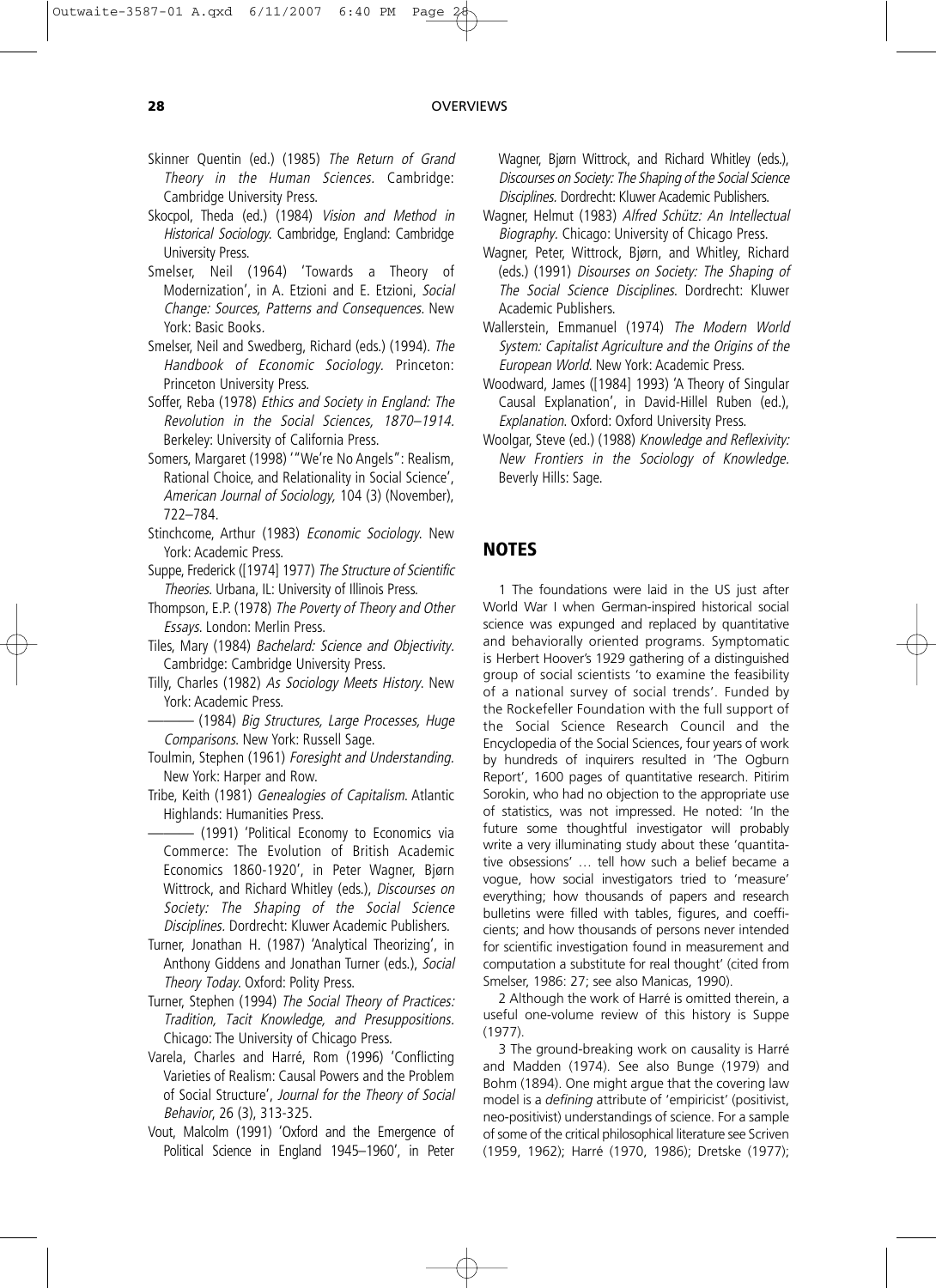Skinner Quentin (ed.) (1985) *The Return of Grand Theory in the Human Sciences*. Cambridge: Cambridge University Press.

Skocpol, Theda (ed.) (1984) *Vision and Method in Historical Sociology*. Cambridge, England: Cambridge University Press.

Smelser, Neil (1964) 'Towards a Theory of Modernization', in A. Etzioni and E. Etzioni, *Social Change: Sources, Patterns and Consequences*. New York: Basic Books.

Smelser, Neil and Swedberg, Richard (eds.) (1994). *The Handbook of Economic Sociology*. Princeton: Princeton University Press.

Soffer, Reba (1978) *Ethics and Society in England: The Revolution in the Social Sciences, 1870–1914*. Berkeley: University of California Press.

Somers, Margaret (1998) '"We're No Angels": Realism, Rational Choice, and Relationality in Social Science', *American Journal of Sociology*, 104 (3) (November), 722–784.

Stinchcome, Arthur (1983) *Economic Sociology*. New York: Academic Press.

Suppe, Frederick ([1974] 1977) *The Structure of Scientific Theories*. Urbana, IL: University of Illinois Press.

Thompson, E.P. (1978) *The Poverty of Theory and Other Essays*. London: Merlin Press.

Tiles, Mary (1984) *Bachelard: Science and Objectivity*. Cambridge: Cambridge University Press.

Tilly, Charles (1982) *As Sociology Meets History*. New York: Academic Press.

——— (1984) *Big Structures, Large Processes, Huge Comparisons*. New York: Russell Sage.

Toulmin, Stephen (1961) *Foresight and Understanding*. New York: Harper and Row.

Tribe, Keith (1981) *Genealogies of Capitalism*. Atlantic Highlands: Humanities Press.

——— (1991) 'Political Economy to Economics via Commerce: The Evolution of British Academic Economics 1860-1920', in Peter Wagner, Bjørn Wittrock, and Richard Whitley (eds.), *Discourses on Society: The Shaping of the Social Science Disciplines*. Dordrecht: Kluwer Academic Publishers.

Turner, Jonathan H. (1987) 'Analytical Theorizing', in Anthony Giddens and Jonathan Turner (eds.), *Social Theory Today*. Oxford: Polity Press.

Turner, Stephen (1994) *The Social Theory of Practices: Tradition, Tacit Knowledge, and Presuppositions*. Chicago: The University of Chicago Press.

Varela, Charles and Harré, Rom (1996) 'Conflicting Varieties of Realism: Causal Powers and the Problem of Social Structure', *Journal for the Theory of Social Behavior*, 26 (3), 313-325.

Vout, Malcolm (1991) 'Oxford and the Emergence of Political Science in England 1945–1960', in Peter Wagner, Bjørn Wittrock, and Richard Whitley (eds.), *Discourses on Society: The Shaping of the Social Science Disciplines*. Dordrecht: Kluwer Academic Publishers.

Wagner, Helmut (1983) *Alfred Schütz: An Intellectual Biography*. Chicago: University of Chicago Press.

Wagner, Peter, Wittrock, Bjørn, and Whitley, Richard (eds.) (1991) *Disourses on Society: The Shaping of The Social Science Disciplines*. Dordrecht: Kluwer Academic Publishers.

Wallerstein, Emmanuel (1974) *The Modern World System: Capitalist Agriculture and the Origins of the European World*. New York: Academic Press.

Woodward, James ([1984] 1993) 'A Theory of Singular Causal Explanation', in David-Hillel Ruben (ed.), *Explanation*. Oxford: Oxford University Press.

Woolgar, Steve (ed.) (1988) *Knowledge and Reflexivity: New Frontiers in the Sociology of Knowledge*. Beverly Hills: Sage.

## NOTES

1 The foundations were laid in the US just after World War I when German-inspired historical social science was expunged and replaced by quantitative and behaviorally oriented programs. Symptomatic is Herbert Hoover's 1929 gathering of a distinguished group of social scientists 'to examine the feasibility of a national survey of social trends'. Funded by the Rockefeller Foundation with the full support of the Social Science Research Council and the Encyclopedia of the Social Sciences, four years of work by hundreds of inquirers resulted in 'The Ogburn Report', 1600 pages of quantitative research. Pitirim Sorokin, who had no objection to the appropriate use of statistics, was not impressed. He noted: 'In the future some thoughtful investigator will probably write a very illuminating study about these 'quantitative obsessions' … tell how such a belief became a vogue, how social investigators tried to 'measure' everything; how thousands of papers and research bulletins were filled with tables, figures, and coefficients; and how thousands of persons never intended for scientific investigation found in measurement and computation a substitute for real thought' (cited from Smelser, 1986: 27; see also Manicas, 1990).

2 Although the work of Harré is omitted therein, a useful one-volume review of this history is Suppe (1977).

3 The ground-breaking work on causality is Harré and Madden (1974). See also Bunge (1979) and Bohm (1894). One might argue that the covering law model is a *defining* attribute of 'empiricist' (positivist, neo-positivist) understandings of science. For a sample of some of the critical philosophical literature see Scriven (1959, 1962); Harré (1970, 1986); Dretske (1977);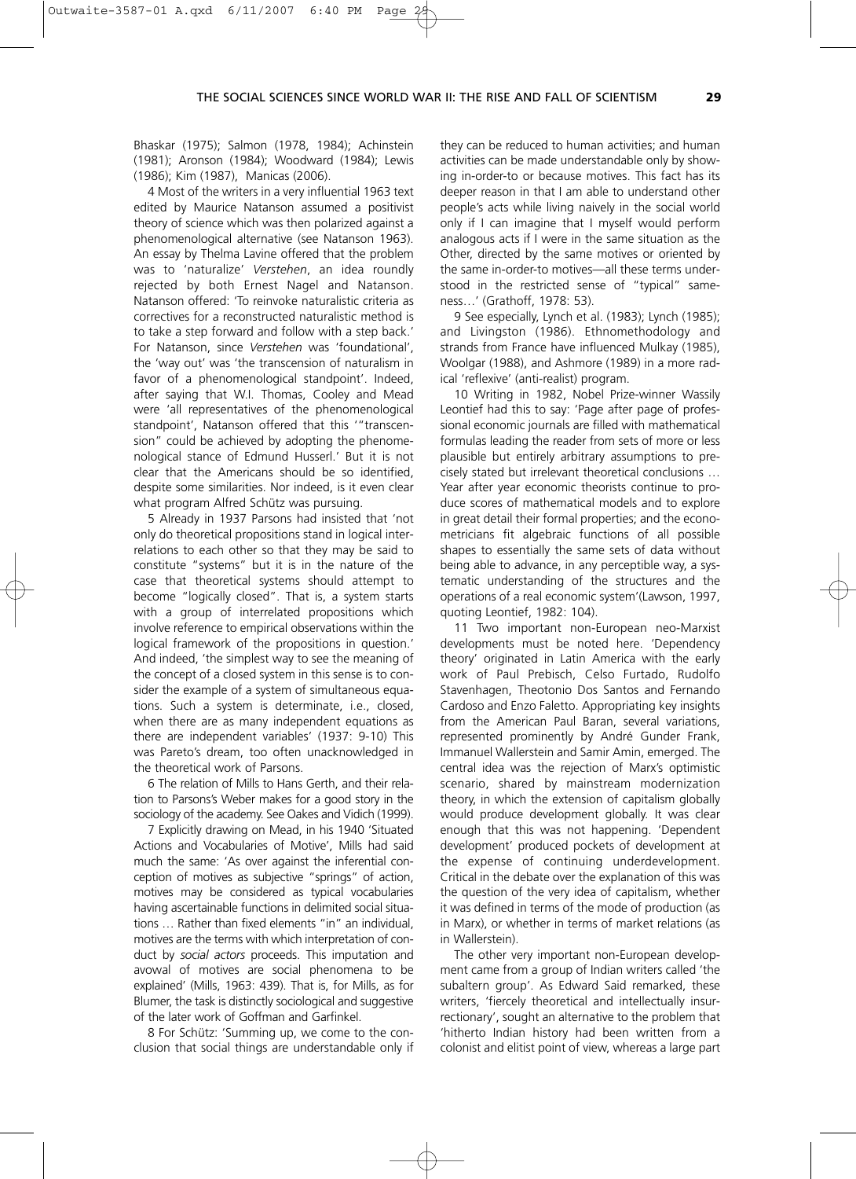Bhaskar (1975); Salmon (1978, 1984); Achinstein (1981); Aronson (1984); Woodward (1984); Lewis (1986); Kim (1987), Manicas (2006).

4 Most of the writers in a very influential 1963 text edited by Maurice Natanson assumed a positivist theory of science which was then polarized against a phenomenological alternative (see Natanson 1963). An essay by Thelma Lavine offered that the problem was to 'naturalize' *Verstehen*, an idea roundly rejected by both Ernest Nagel and Natanson. Natanson offered: 'To reinvoke naturalistic criteria as correctives for a reconstructed naturalistic method is to take a step forward and follow with a step back.' For Natanson, since *Verstehen* was 'foundational', the 'way out' was 'the transcension of naturalism in favor of a phenomenological standpoint'. Indeed, after saying that W.I. Thomas, Cooley and Mead were 'all representatives of the phenomenological standpoint', Natanson offered that this '"transcension" could be achieved by adopting the phenomenological stance of Edmund Husserl.' But it is not clear that the Americans should be so identified, despite some similarities. Nor indeed, is it even clear what program Alfred Schütz was pursuing.

5 Already in 1937 Parsons had insisted that 'not only do theoretical propositions stand in logical interrelations to each other so that they may be said to constitute "systems" but it is in the nature of the case that theoretical systems should attempt to become "logically closed". That is, a system starts with a group of interrelated propositions which involve reference to empirical observations within the logical framework of the propositions in question.' And indeed, 'the simplest way to see the meaning of the concept of a closed system in this sense is to consider the example of a system of simultaneous equations. Such a system is determinate, i.e., closed, when there are as many independent equations as there are independent variables' (1937: 9-10) This was Pareto's dream, too often unacknowledged in the theoretical work of Parsons.

6 The relation of Mills to Hans Gerth, and their relation to Parsons's Weber makes for a good story in the sociology of the academy. See Oakes and Vidich (1999).

7 Explicitly drawing on Mead, in his 1940 'Situated Actions and Vocabularies of Motive', Mills had said much the same: 'As over against the inferential conception of motives as subjective "springs" of action, motives may be considered as typical vocabularies having ascertainable functions in delimited social situations … Rather than fixed elements "in" an individual, motives are the terms with which interpretation of conduct by *social actors* proceeds. This imputation and avowal of motives are social phenomena to be explained' (Mills, 1963: 439). That is, for Mills, as for Blumer, the task is distinctly sociological and suggestive of the later work of Goffman and Garfinkel.

8 For Schütz: 'Summing up, we come to the conclusion that social things are understandable only if they can be reduced to human activities; and human activities can be made understandable only by showing in-order-to or because motives. This fact has its deeper reason in that I am able to understand other people's acts while living naively in the social world only if I can imagine that I myself would perform analogous acts if I were in the same situation as the Other, directed by the same motives or oriented by the same in-order-to motives—all these terms understood in the restricted sense of "typical" sameness…' (Grathoff, 1978: 53).

9 See especially, Lynch et al. (1983); Lynch (1985); and Livingston (1986). Ethnomethodology and strands from France have influenced Mulkay (1985), Woolgar (1988), and Ashmore (1989) in a more radical 'reflexive' (anti-realist) program.

10 Writing in 1982, Nobel Prize-winner Wassily Leontief had this to say: 'Page after page of professional economic journals are filled with mathematical formulas leading the reader from sets of more or less plausible but entirely arbitrary assumptions to precisely stated but irrelevant theoretical conclusions … Year after year economic theorists continue to produce scores of mathematical models and to explore in great detail their formal properties; and the econometricians fit algebraic functions of all possible shapes to essentially the same sets of data without being able to advance, in any perceptible way, a systematic understanding of the structures and the operations of a real economic system'(Lawson, 1997, quoting Leontief, 1982: 104).

11 Two important non-European neo-Marxist developments must be noted here. 'Dependency theory' originated in Latin America with the early work of Paul Prebisch, Celso Furtado, Rudolfo Stavenhagen, Theotonio Dos Santos and Fernando Cardoso and Enzo Faletto. Appropriating key insights from the American Paul Baran, several variations, represented prominently by André Gunder Frank, Immanuel Wallerstein and Samir Amin, emerged. The central idea was the rejection of Marx's optimistic scenario, shared by mainstream modernization theory, in which the extension of capitalism globally would produce development globally. It was clear enough that this was not happening. 'Dependent development' produced pockets of development at the expense of continuing underdevelopment. Critical in the debate over the explanation of this was the question of the very idea of capitalism, whether it was defined in terms of the mode of production (as in Marx), or whether in terms of market relations (as in Wallerstein).

The other very important non-European development came from a group of Indian writers called 'the subaltern group'. As Edward Said remarked, these writers, 'fiercely theoretical and intellectually insurrectionary', sought an alternative to the problem that 'hitherto Indian history had been written from a colonist and elitist point of view, whereas a large part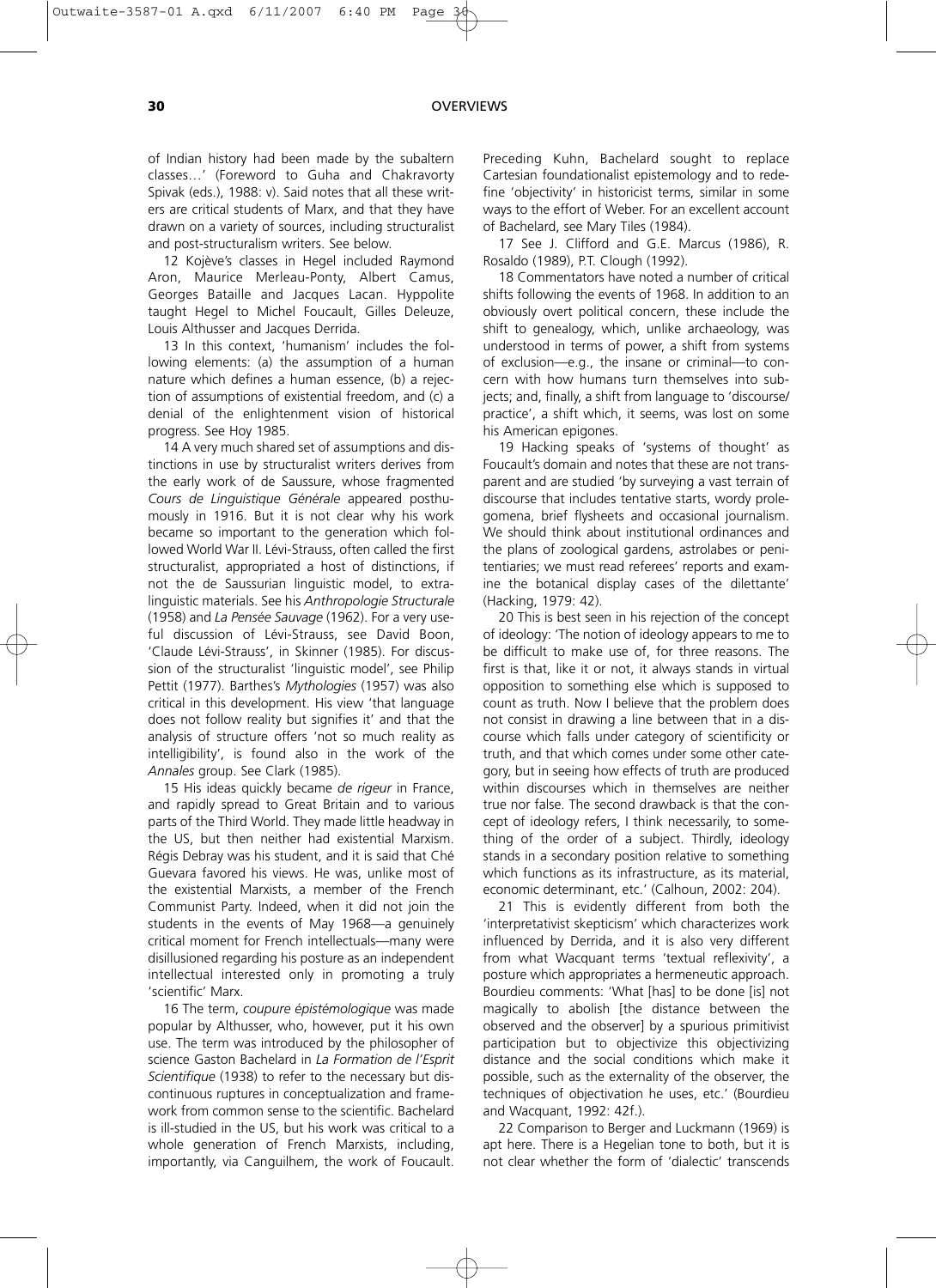of Indian history had been made by the subaltern classes…' (Foreword to Guha and Chakravorty Spivak (eds.), 1988: v). Said notes that all these writers are critical students of Marx, and that they have drawn on a variety of sources, including structuralist and post-structuralism writers. See below.

12 Kojève's classes in Hegel included Raymond Aron, Maurice Merleau-Ponty, Albert Camus, Georges Bataille and Jacques Lacan. Hyppolite taught Hegel to Michel Foucault, Gilles Deleuze, Louis Althusser and Jacques Derrida.

13 In this context, 'humanism' includes the following elements: (a) the assumption of a human nature which defines a human essence, (b) a rejection of assumptions of existential freedom, and (c) a denial of the enlightenment vision of historical progress. See Hoy 1985.

14 A very much shared set of assumptions and distinctions in use by structuralist writers derives from the early work of de Saussure, whose fragmented *Cours de Linguistique Générale* appeared posthumously in 1916. But it is not clear why his work became so important to the generation which followed World War II. Lévi-Strauss, often called the first structuralist, appropriated a host of distinctions, if not the de Saussurian linguistic model, to extra-linguistic materials. See his *Anthropologie Structurale* (1958) and *La Pensée Sauvage* (1962). For a very useful discussion of Lévi-Strauss, see David Boon, 'Claude Lévi-Strauss', in Skinner (1985). For discussion of the structuralist 'linguistic model', see Philip Pettit (1977). Barthes's *Mythologies* (1957) was also critical in this development. His view 'that language does not follow reality but signifies it' and that the analysis of structure offers 'not so much reality as intelligibility', is found also in the work of the *Annales* group. See Clark (1985).

15 His ideas quickly became *de rigeur* in France, and rapidly spread to Great Britain and to various parts of the Third World. They made little headway in the US, but then neither had existential Marxism. Régis Debray was his student, and it is said that Ché Guevara favored his views. He was, unlike most of the existential Marxists, a member of the French Communist Party. Indeed, when it did not join the students in the events of May 1968—a genuinely critical moment for French intellectuals—many were disillusioned regarding his posture as an independent intellectual interested only in promoting a truly 'scientific' Marx.

16 The term, *coupure épistémologique* was made popular by Althusser, who, however, put it his own use. The term was introduced by the philosopher of science Gaston Bachelard in *La Formation de l'Esprit Scientifique* (1938) to refer to the necessary but discontinuous ruptures in conceptualization and framework from common sense to the scientific. Bachelard is ill-studied in the US, but his work was critical to a whole generation of French Marxists, including, importantly, via Canguilhem, the work of Foucault. Preceding Kuhn, Bachelard sought to replace Cartesian foundationalist epistemology and to redefine 'objectivity' in historicist terms, similar in some ways to the effort of Weber. For an excellent account of Bachelard, see Mary Tiles (1984).

17 See J. Clifford and G.E. Marcus (1986), R. Rosaldo (1989), P.T. Clough (1992).

18 Commentators have noted a number of critical shifts following the events of 1968. In addition to an obviously overt political concern, these include the shift to genealogy, which, unlike archaeology, was understood in terms of power, a shift from systems of exclusion—e.g., the insane or criminal—to concern with how humans turn themselves into subjects; and, finally, a shift from language to 'discourse/practice', a shift which, it seems, was lost on some his American epigones.

19 Hacking speaks of 'systems of thought' as Foucault's domain and notes that these are not transparent and are studied 'by surveying a vast terrain of discourse that includes tentative starts, wordy prolegomena, brief flysheets and occasional journalism. We should think about institutional ordinances and the plans of zoological gardens, astrolabes or penitentiaries; we must read referees' reports and examine the botanical display cases of the dilettante' (Hacking, 1979: 42).

20 This is best seen in his rejection of the concept of ideology: 'The notion of ideology appears to me to be difficult to make use of, for three reasons. The first is that, like it or not, it always stands in virtual opposition to something else which is supposed to count as truth. Now I believe that the problem does not consist in drawing a line between that in a discourse which falls under category of scientificity or truth, and that which comes under some other category, but in seeing how effects of truth are produced within discourses which in themselves are neither true nor false. The second drawback is that the concept of ideology refers, I think necessarily, to something of the order of a subject. Thirdly, ideology stands in a secondary position relative to something which functions as its infrastructure, as its material, economic determinant, etc.' (Calhoun, 2002: 204).

21 This is evidently different from both the 'interpretativist skepticism' which characterizes work influenced by Derrida, and it is also very different from what Wacquant terms 'textual reflexivity', a posture which appropriates a hermeneutic approach. Bourdieu comments: 'What [has] to be done [is] not magically to abolish [the distance between the observed and the observer] by a spurious primitivist participation but to objectivize this objectivizing distance and the social conditions which make it possible, such as the externality of the observer, the techniques of objectivation he uses, etc.' (Bourdieu and Wacquant, 1992: 42f.).

22 Comparison to Berger and Luckmann (1969) is apt here. There is a Hegelian tone to both, but it is not clear whether the form of 'dialectic' transcends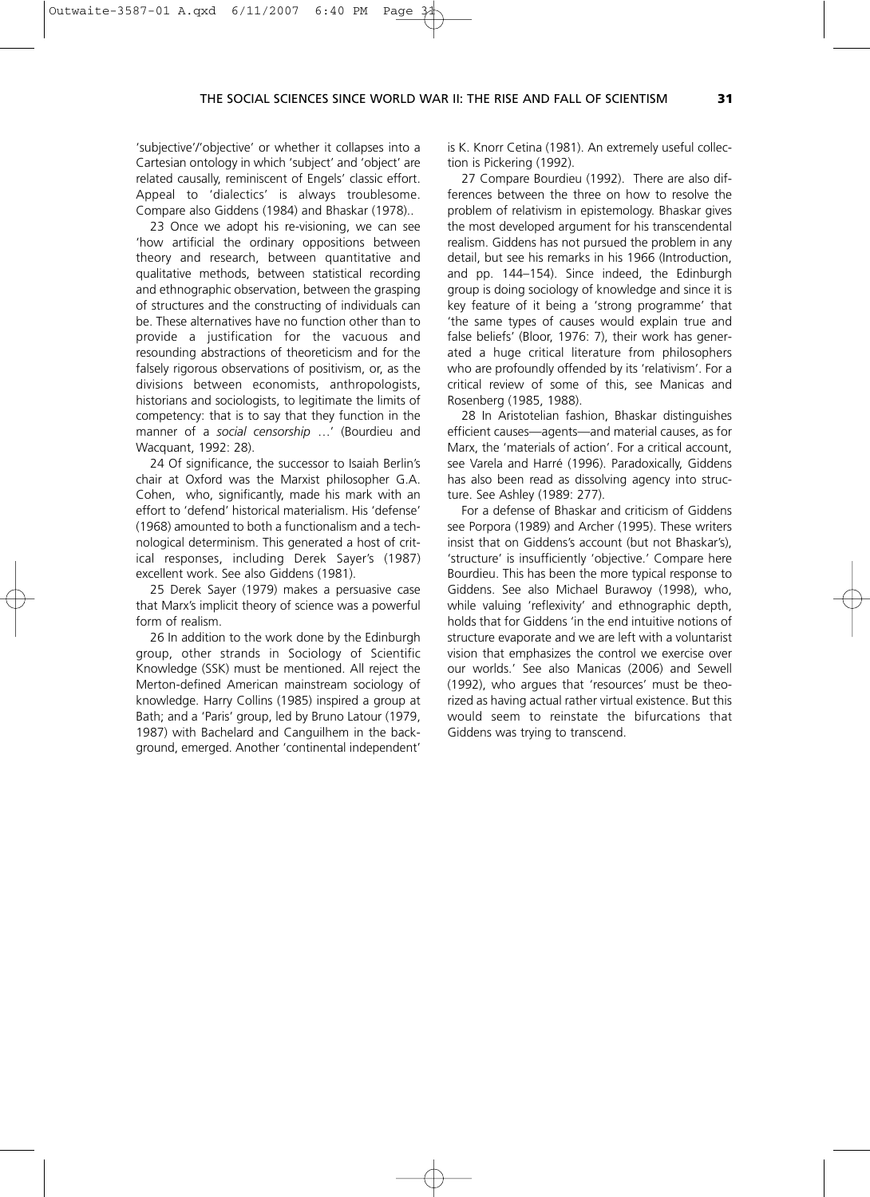'subjective'/'objective' or whether it collapses into a Cartesian ontology in which 'subject' and 'object' are related causally, reminiscent of Engels' classic effort. Appeal to 'dialectics' is always troublesome. Compare also Giddens (1984) and Bhaskar (1978)..

23 Once we adopt his re-visioning, we can see 'how artificial the ordinary oppositions between theory and research, between quantitative and qualitative methods, between statistical recording and ethnographic observation, between the grasping of structures and the constructing of individuals can be. These alternatives have no function other than to provide a justification for the vacuous and resounding abstractions of theoreticism and for the falsely rigorous observations of positivism, or, as the divisions between economists, anthropologists, historians and sociologists, to legitimate the limits of competency: that is to say that they function in the manner of a *social censorship* …' (Bourdieu and Wacquant, 1992: 28).

24 Of significance, the successor to Isaiah Berlin's chair at Oxford was the Marxist philosopher G.A. Cohen, who, significantly, made his mark with an effort to 'defend' historical materialism. His 'defense' (1968) amounted to both a functionalism and a technological determinism. This generated a host of critical responses, including Derek Sayer's (1987) excellent work. See also Giddens (1981).

25 Derek Sayer (1979) makes a persuasive case that Marx's implicit theory of science was a powerful form of realism.

26 In addition to the work done by the Edinburgh group, other strands in Sociology of Scientific Knowledge (SSK) must be mentioned. All reject the Merton-defined American mainstream sociology of knowledge. Harry Collins (1985) inspired a group at Bath; and a 'Paris' group, led by Bruno Latour (1979, 1987) with Bachelard and Canguilhem in the background, emerged. Another 'continental independent' is K. Knorr Cetina (1981). An extremely useful collection is Pickering (1992).

27 Compare Bourdieu (1992). There are also differences between the three on how to resolve the problem of relativism in epistemology. Bhaskar gives the most developed argument for his transcendental realism. Giddens has not pursued the problem in any detail, but see his remarks in his 1966 (Introduction, and pp. 144–154). Since indeed, the Edinburgh group is doing sociology of knowledge and since it is key feature of it being a 'strong programme' that 'the same types of causes would explain true and false beliefs' (Bloor, 1976: 7), their work has generated a huge critical literature from philosophers who are profoundly offended by its 'relativism'. For a critical review of some of this, see Manicas and Rosenberg (1985, 1988).

28 In Aristotelian fashion, Bhaskar distinguishes efficient causes—agents—and material causes, as for Marx, the 'materials of action'. For a critical account, see Varela and Harré (1996). Paradoxically, Giddens has also been read as dissolving agency into structure. See Ashley (1989: 277).

For a defense of Bhaskar and criticism of Giddens see Porpora (1989) and Archer (1995). These writers insist that on Giddens's account (but not Bhaskar's), 'structure' is insufficiently 'objective.' Compare here Bourdieu. This has been the more typical response to Giddens. See also Michael Burawoy (1998), who, while valuing 'reflexivity' and ethnographic depth, holds that for Giddens 'in the end intuitive notions of structure evaporate and we are left with a voluntarist vision that emphasizes the control we exercise over our worlds.' See also Manicas (2006) and Sewell (1992), who argues that 'resources' must be theorized as having actual rather virtual existence. But this would seem to reinstate the bifurcations that Giddens was trying to transcend.